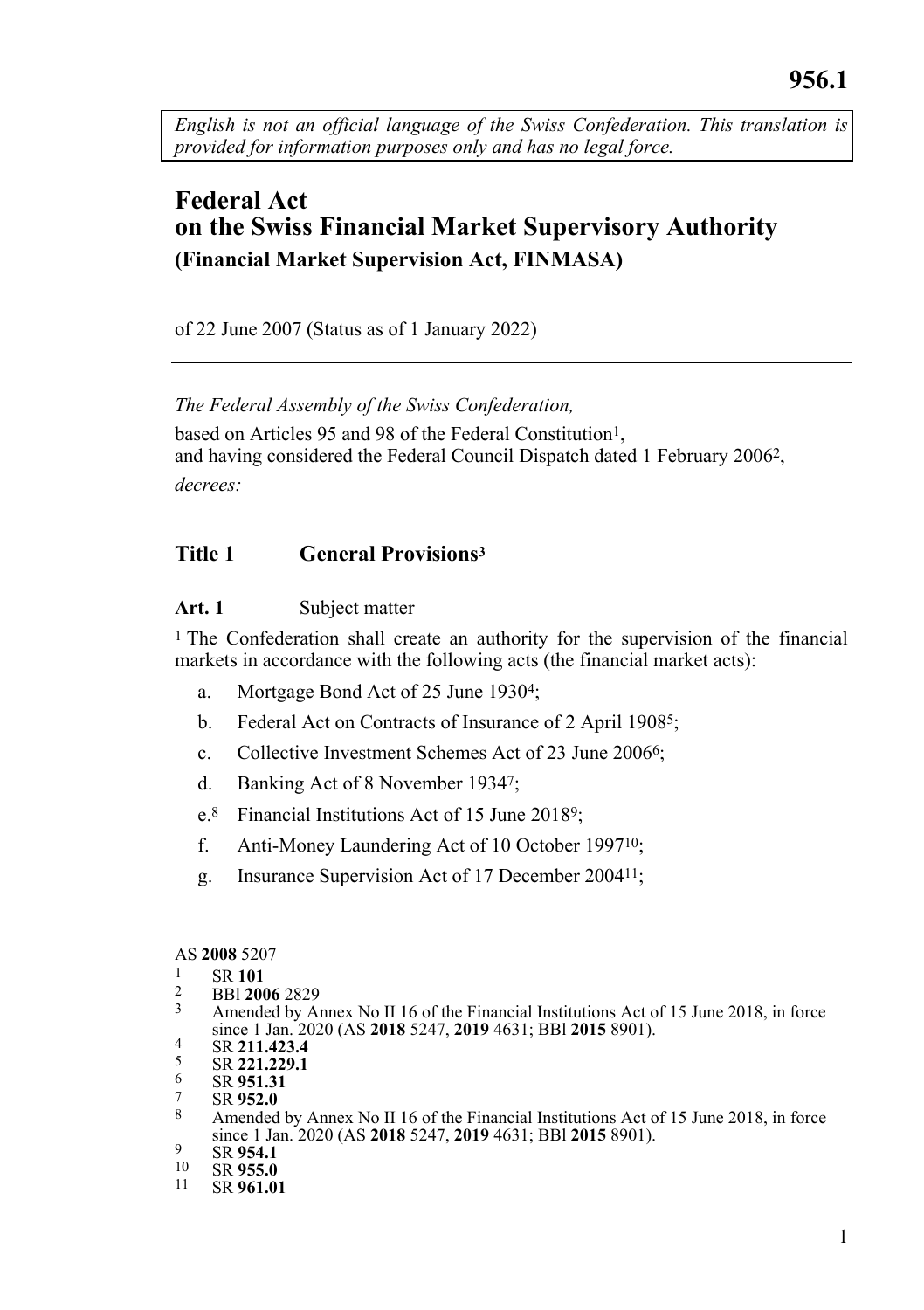956.1

*English is not an official language of the Swiss Confederation. This translation is provided for information purposes only and has no legal force.*

# Federal Act on the Swiss Financial Market Supervisory Authority

## (Financial Market Supervision Act, FINMASA)

of 22 June 2007 (Status as of 1 January 2022)

---

*The Federal Assembly of the Swiss Confederation,*

based on Articles 95 and 98 of the Federal Constitution[1],
and having considered the Federal Council Dispatch dated 1 February 2006[2],

*decrees:*

## Title 1 General Provisions[3]

### Art. 1 Subject matter

[1] The Confederation shall create an authority for the supervision of the financial markets in accordance with the following acts (the financial market acts):

a. Mortgage Bond Act of 25 June 1930[4];

b. Federal Act on Contracts of Insurance of 2 April 1908[5];

c. Collective Investment Schemes Act of 23 June 2006[6];

d. Banking Act of 8 November 1934[7];

e.[8] Financial Institutions Act of 15 June 2018[9];

f. Anti-Money Laundering Act of 10 October 1997[10];

g. Insurance Supervision Act of 17 December 2004[11];

---

AS **2008** 5207

1 SR **101**
2 BBl **2006** 2829
3 Amended by Annex No II 16 of the Financial Institutions Act of 15 June 2018, in force since 1 Jan. 2020 (AS **2018** 5247, **2019** 4631; BBl **2015** 8901).
4 SR **211.423.4**
5 SR **221.229.1**
6 SR **951.31**
7 SR **952.0**
8 Amended by Annex No II 16 of the Financial Institutions Act of 15 June 2018, in force since 1 Jan. 2020 (AS **2018** 5247, **2019** 4631; BBl **2015** 8901).
9 SR **954.1**
10 SR **955.0**
11 SR **961.01**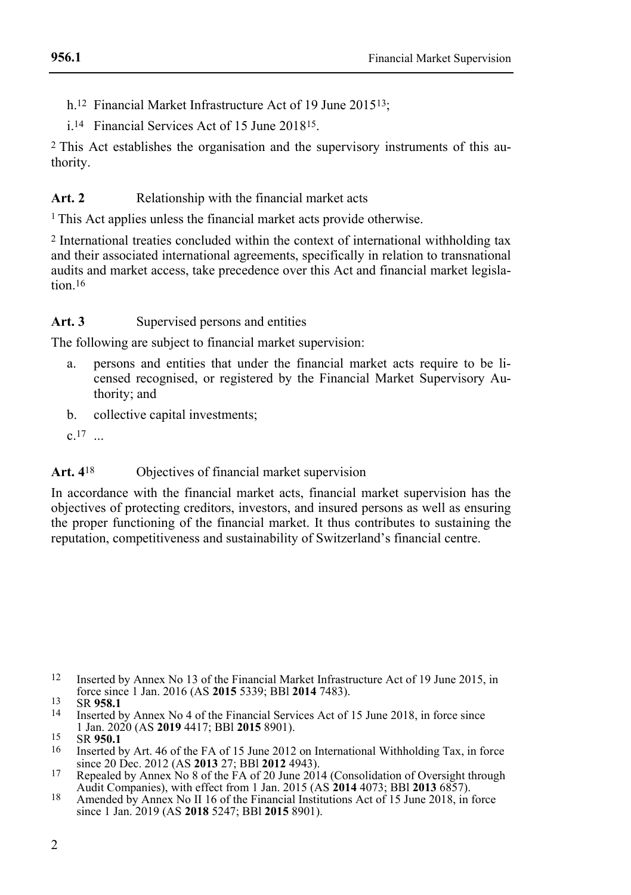h.[12] Financial Market Infrastructure Act of 19 June 2015[13];

i.[14] Financial Services Act of 15 June 2018[15].

[2] This Act establishes the organisation and the supervisory instruments of this authority.

**Art. 2** Relationship with the financial market acts

[1] This Act applies unless the financial market acts provide otherwise.

[2] International treaties concluded within the context of international withholding tax and their associated international agreements, specifically in relation to transnational audits and market access, take precedence over this Act and financial market legislation.[16]

**Art. 3** Supervised persons and entities

The following are subject to financial market supervision:

a. persons and entities that under the financial market acts require to be licensed recognised, or registered by the Financial Market Supervisory Authority; and

b. collective capital investments;

c.[17] ...

**Art. 4**[18] Objectives of financial market supervision

In accordance with the financial market acts, financial market supervision has the objectives of protecting creditors, investors, and insured persons as well as ensuring the proper functioning of the financial market. It thus contributes to sustaining the reputation, competitiveness and sustainability of Switzerland's financial centre.

---

[12] Inserted by Annex No 13 of the Financial Market Infrastructure Act of 19 June 2015, in force since 1 Jan. 2016 (AS **2015** 5339; BBl **2014** 7483).

[13] SR **958.1**

[14] Inserted by Annex No 4 of the Financial Services Act of 15 June 2018, in force since 1 Jan. 2020 (AS **2019** 4417; BBl **2015** 8901).

[15] SR **950.1**

[16] Inserted by Art. 46 of the FA of 15 June 2012 on International Withholding Tax, in force since 20 Dec. 2012 (AS **2013** 27; BBl **2012** 4943).

[17] Repealed by Annex No 8 of the FA of 20 June 2014 (Consolidation of Oversight through Audit Companies), with effect from 1 Jan. 2015 (AS **2014** 4073; BBl **2013** 6857).

[18] Amended by Annex No II 16 of the Financial Institutions Act of 15 June 2018, in force since 1 Jan. 2019 (AS **2018** 5247; BBl **2015** 8901).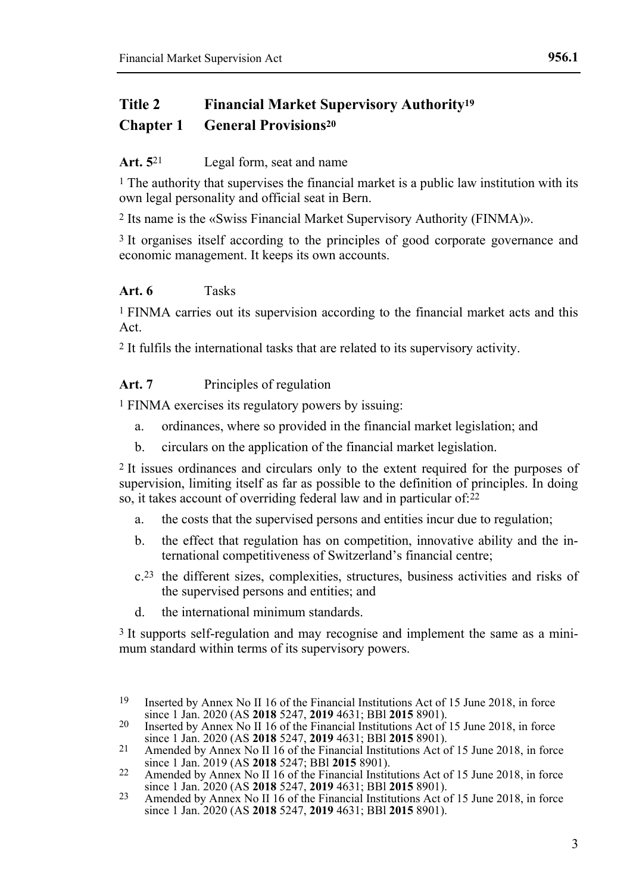# Title 2 Financial Market Supervisory Authority[19]

## Chapter 1 General Provisions[20]

**Art. 5**[21] Legal form, seat and name

[1] The authority that supervises the financial market is a public law institution with its own legal personality and official seat in Bern.

[2] Its name is the «Swiss Financial Market Supervisory Authority (FINMA)».

[3] It organises itself according to the principles of good corporate governance and economic management. It keeps its own accounts.

**Art. 6** Tasks

[1] FINMA carries out its supervision according to the financial market acts and this Act.

[2] It fulfils the international tasks that are related to its supervisory activity.

**Art. 7** Principles of regulation

[1] FINMA exercises its regulatory powers by issuing:

a. ordinances, where so provided in the financial market legislation; and

b. circulars on the application of the financial market legislation.

[2] It issues ordinances and circulars only to the extent required for the purposes of supervision, limiting itself as far as possible to the definition of principles. In doing so, it takes account of overriding federal law and in particular of:[22]

a. the costs that the supervised persons and entities incur due to regulation;

b. the effect that regulation has on competition, innovative ability and the international competitiveness of Switzerland's financial centre;

c.[23] the different sizes, complexities, structures, business activities and risks of the supervised persons and entities; and

d. the international minimum standards.

[3] It supports self-regulation and may recognise and implement the same as a minimum standard within terms of its supervisory powers.

---

[19] Inserted by Annex No II 16 of the Financial Institutions Act of 15 June 2018, in force since 1 Jan. 2020 (AS **2018** 5247, **2019** 4631; BBl **2015** 8901).

[20] Inserted by Annex No II 16 of the Financial Institutions Act of 15 June 2018, in force since 1 Jan. 2020 (AS **2018** 5247, **2019** 4631; BBl **2015** 8901).

[21] Amended by Annex No II 16 of the Financial Institutions Act of 15 June 2018, in force since 1 Jan. 2019 (AS **2018** 5247; BBl **2015** 8901).

[22] Amended by Annex No II 16 of the Financial Institutions Act of 15 June 2018, in force since 1 Jan. 2020 (AS **2018** 5247, **2019** 4631; BBl **2015** 8901).

[23] Amended by Annex No II 16 of the Financial Institutions Act of 15 June 2018, in force since 1 Jan. 2020 (AS **2018** 5247, **2019** 4631; BBl **2015** 8901).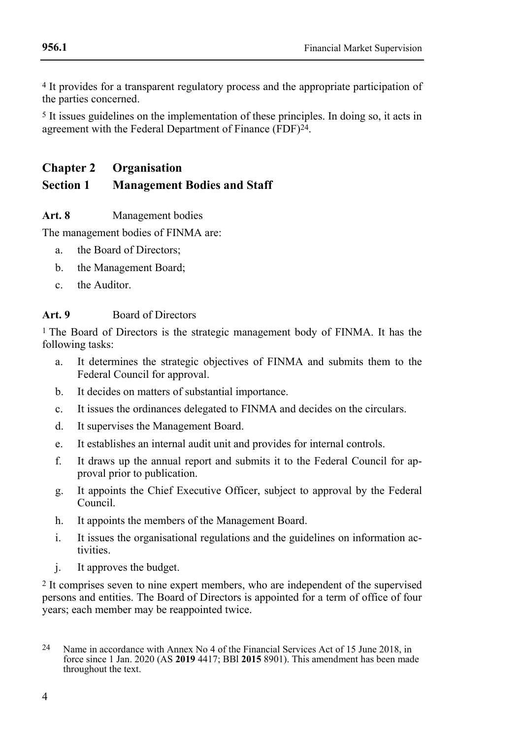[4] It provides for a transparent regulatory process and the appropriate participation of the parties concerned.

[5] It issues guidelines on the implementation of these principles. In doing so, it acts in agreement with the Federal Department of Finance (FDF)[24].

## Chapter 2 Organisation

### Section 1 Management Bodies and Staff

**Art. 8** Management bodies

The management bodies of FINMA are:

a. the Board of Directors;

b. the Management Board;

c. the Auditor.

**Art. 9** Board of Directors

[1] The Board of Directors is the strategic management body of FINMA. It has the following tasks:

a. It determines the strategic objectives of FINMA and submits them to the Federal Council for approval.

b. It decides on matters of substantial importance.

c. It issues the ordinances delegated to FINMA and decides on the circulars.

d. It supervises the Management Board.

e. It establishes an internal audit unit and provides for internal controls.

f. It draws up the annual report and submits it to the Federal Council for approval prior to publication.

g. It appoints the Chief Executive Officer, subject to approval by the Federal Council.

h. It appoints the members of the Management Board.

i. It issues the organisational regulations and the guidelines on information activities.

j. It approves the budget.

[2] It comprises seven to nine expert members, who are independent of the supervised persons and entities. The Board of Directors is appointed for a term of office of four years; each member may be reappointed twice.

---

[24] Name in accordance with Annex No 4 of the Financial Services Act of 15 June 2018, in force since 1 Jan. 2020 (AS **2019** 4417; BBl **2015** 8901). This amendment has been made throughout the text.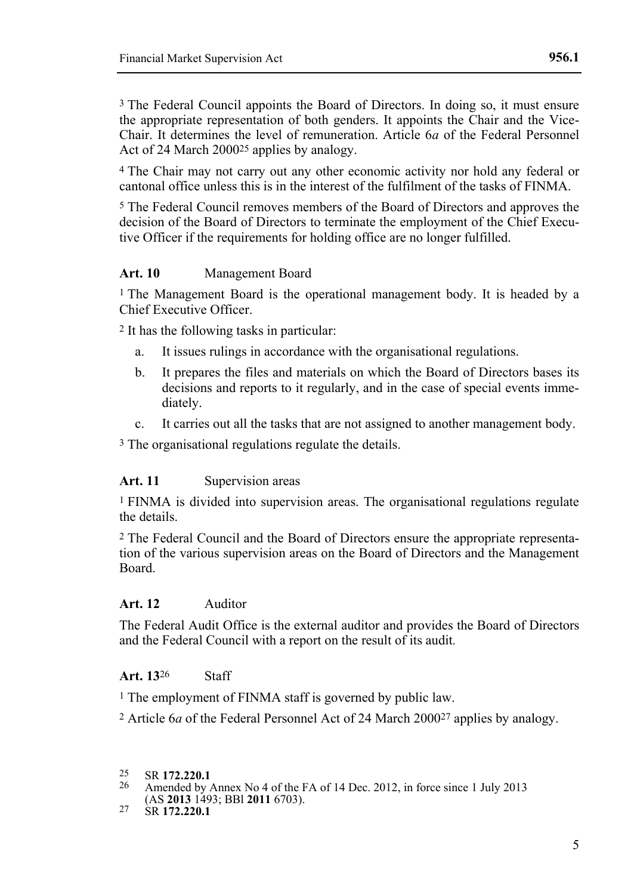[3] The Federal Council appoints the Board of Directors. In doing so, it must ensure the appropriate representation of both genders. It appoints the Chair and the Vice-Chair. It determines the level of remuneration. Article 6*a* of the Federal Personnel Act of 24 March 2000[25] applies by analogy.

[4] The Chair may not carry out any other economic activity nor hold any federal or cantonal office unless this is in the interest of the fulfilment of the tasks of FINMA.

[5] The Federal Council removes members of the Board of Directors and approves the decision of the Board of Directors to terminate the employment of the Chief Executive Officer if the requirements for holding office are no longer fulfilled.

### Art. 10 Management Board

[1] The Management Board is the operational management body. It is headed by a Chief Executive Officer.

[2] It has the following tasks in particular:

a. It issues rulings in accordance with the organisational regulations.

b. It prepares the files and materials on which the Board of Directors bases its decisions and reports to it regularly, and in the case of special events immediately.

c. It carries out all the tasks that are not assigned to another management body.

[3] The organisational regulations regulate the details.

### Art. 11 Supervision areas

[1] FINMA is divided into supervision areas. The organisational regulations regulate the details.

[2] The Federal Council and the Board of Directors ensure the appropriate representation of the various supervision areas on the Board of Directors and the Management Board.

### Art. 12 Auditor

The Federal Audit Office is the external auditor and provides the Board of Directors and the Federal Council with a report on the result of its audit.

### Art. 13[26] Staff

[1] The employment of FINMA staff is governed by public law.

[2] Article 6*a* of the Federal Personnel Act of 24 March 2000[27] applies by analogy.

---

[25] SR **172.220.1**

[26] Amended by Annex No 4 of the FA of 14 Dec. 2012, in force since 1 July 2013 (AS **2013** 1493; BBl **2011** 6703).

[27] SR **172.220.1**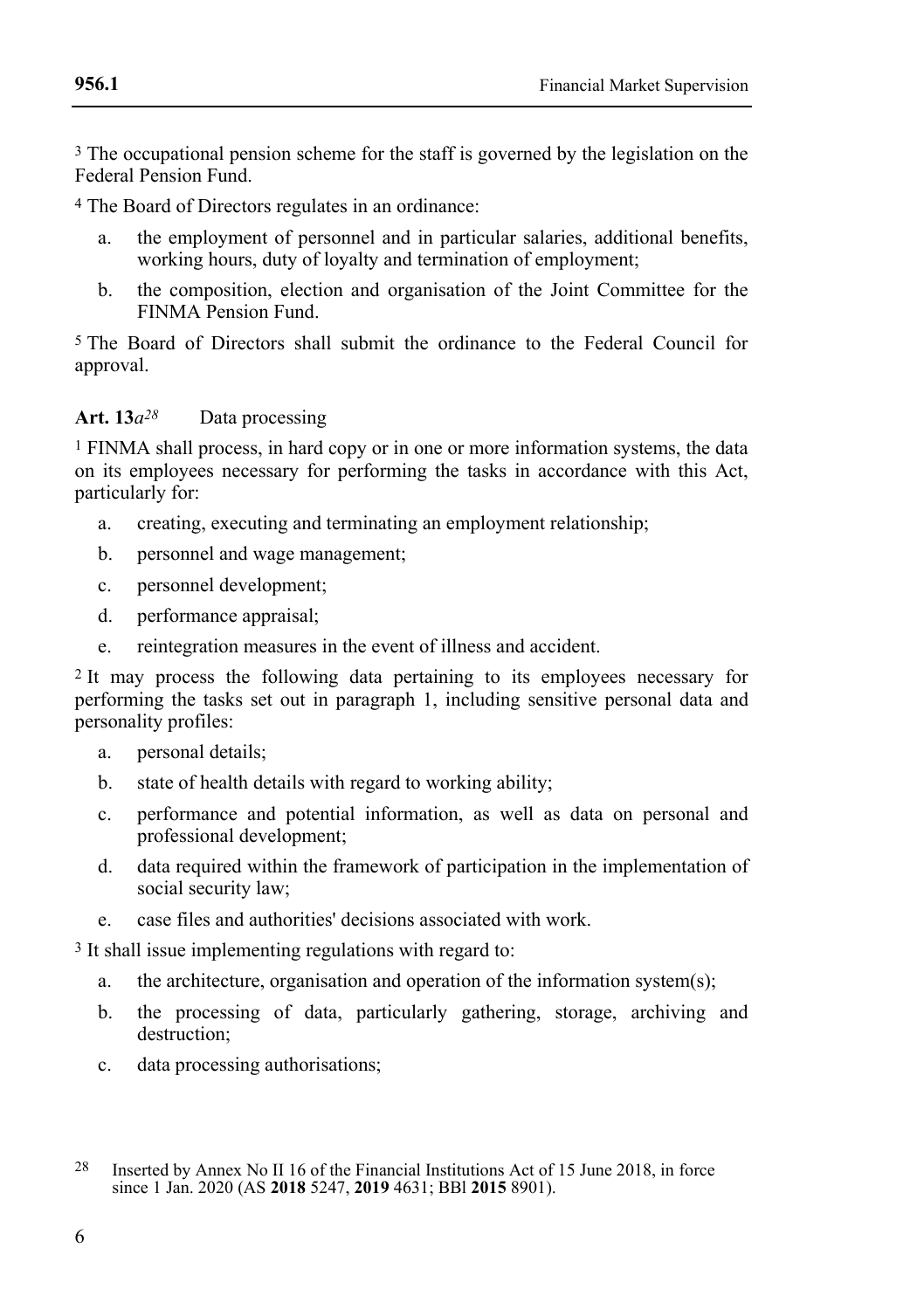[3] The occupational pension scheme for the staff is governed by the legislation on the Federal Pension Fund.

[4] The Board of Directors regulates in an ordinance:

a. the employment of personnel and in particular salaries, additional benefits, working hours, duty of loyalty and termination of employment;

b. the composition, election and organisation of the Joint Committee for the FINMA Pension Fund.

[5] The Board of Directors shall submit the ordinance to the Federal Council for approval.

**Art. 13*a*[28]** Data processing

[1] FINMA shall process, in hard copy or in one or more information systems, the data on its employees necessary for performing the tasks in accordance with this Act, particularly for:

a. creating, executing and terminating an employment relationship;

b. personnel and wage management;

c. personnel development;

d. performance appraisal;

e. reintegration measures in the event of illness and accident.

[2] It may process the following data pertaining to its employees necessary for performing the tasks set out in paragraph 1, including sensitive personal data and personality profiles:

a. personal details;

b. state of health details with regard to working ability;

c. performance and potential information, as well as data on personal and professional development;

d. data required within the framework of participation in the implementation of social security law;

e. case files and authorities' decisions associated with work.

[3] It shall issue implementing regulations with regard to:

a. the architecture, organisation and operation of the information system(s);

b. the processing of data, particularly gathering, storage, archiving and destruction;

c. data processing authorisations;

---

[28] Inserted by Annex No II 16 of the Financial Institutions Act of 15 June 2018, in force since 1 Jan. 2020 (AS **2018** 5247, **2019** 4631; BBl **2015** 8901).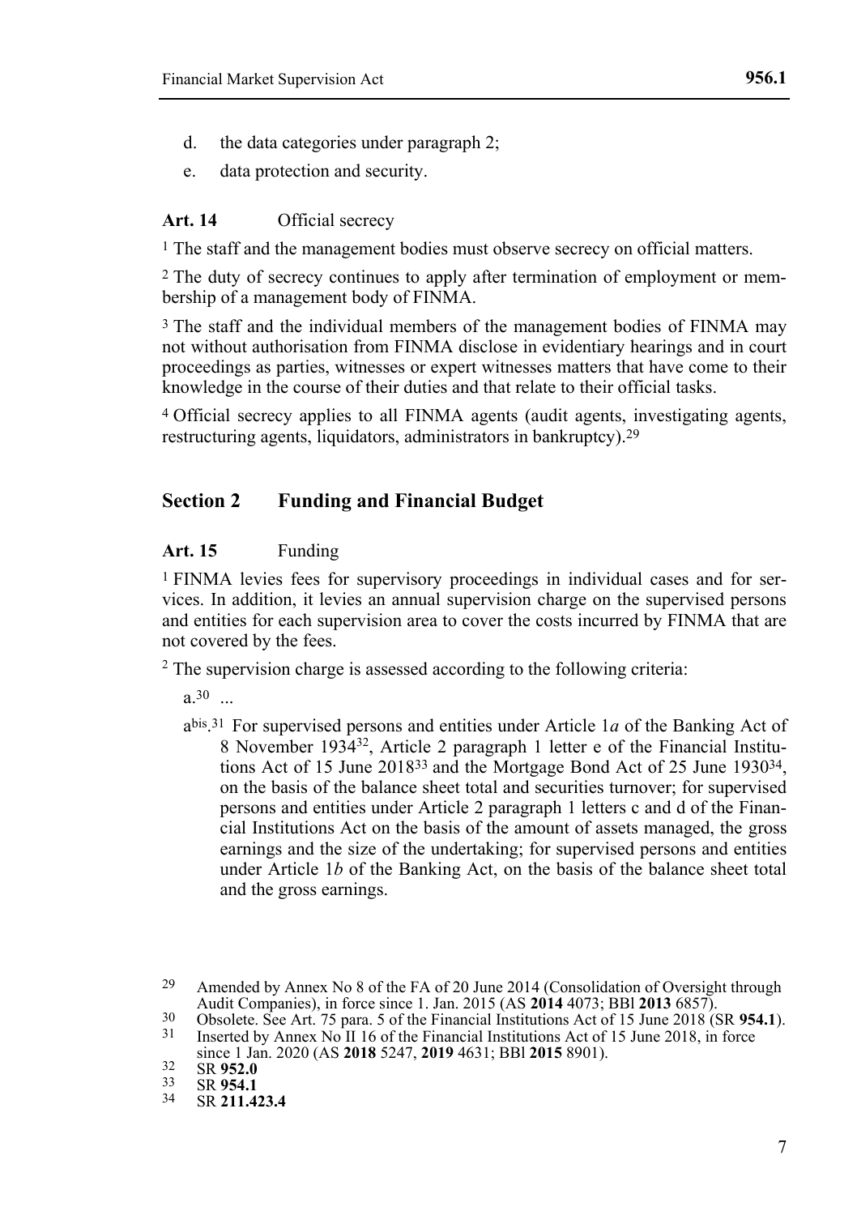d. the data categories under paragraph 2;

e. data protection and security.

**Art. 14** Official secrecy

[1] The staff and the management bodies must observe secrecy on official matters.

[2] The duty of secrecy continues to apply after termination of employment or membership of a management body of FINMA.

[3] The staff and the individual members of the management bodies of FINMA may not without authorisation from FINMA disclose in evidentiary hearings and in court proceedings as parties, witnesses or expert witnesses matters that have come to their knowledge in the course of their duties and that relate to their official tasks.

[4] Official secrecy applies to all FINMA agents (audit agents, investigating agents, restructuring agents, liquidators, administrators in bankruptcy).[29]

## Section 2 Funding and Financial Budget

**Art. 15** Funding

[1] FINMA levies fees for supervisory proceedings in individual cases and for services. In addition, it levies an annual supervision charge on the supervised persons and entities for each supervision area to cover the costs incurred by FINMA that are not covered by the fees.

[2] The supervision charge is assessed according to the following criteria:

a.[30] ...

a[bis].[31] For supervised persons and entities under Article 1*a* of the Banking Act of 8 November 1934[32], Article 2 paragraph 1 letter e of the Financial Institutions Act of 15 June 2018[33] and the Mortgage Bond Act of 25 June 1930[34], on the basis of the balance sheet total and securities turnover; for supervised persons and entities under Article 2 paragraph 1 letters c and d of the Financial Institutions Act on the basis of the amount of assets managed, the gross earnings and the size of the undertaking; for supervised persons and entities under Article 1*b* of the Banking Act, on the basis of the balance sheet total and the gross earnings.

---

[29] Amended by Annex No 8 of the FA of 20 June 2014 (Consolidation of Oversight through Audit Companies), in force since 1. Jan. 2015 (AS **2014** 4073; BBl **2013** 6857).

[30] Obsolete. See Art. 75 para. 5 of the Financial Institutions Act of 15 June 2018 (SR **954.1**).

[31] Inserted by Annex No II 16 of the Financial Institutions Act of 15 June 2018, in force since 1 Jan. 2020 (AS **2018** 5247, **2019** 4631; BBl **2015** 8901).

[32] SR **952.0**

[33] SR **954.1**

[34] SR **211.423.4**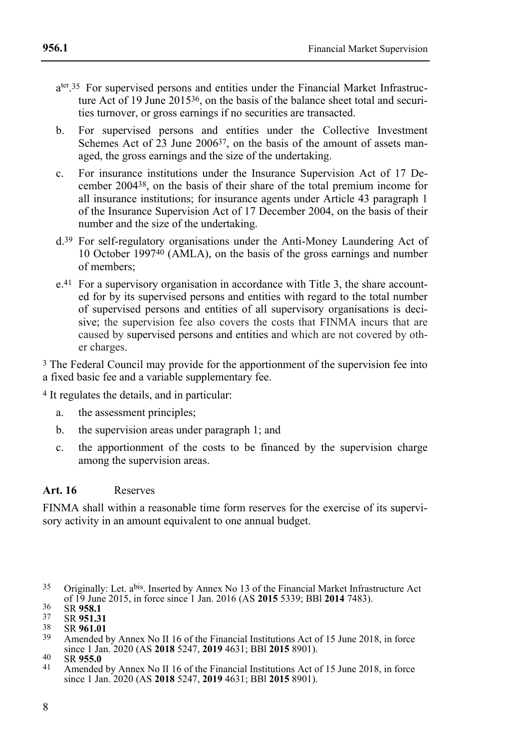a[ter].[35] For supervised persons and entities under the Financial Market Infrastructure Act of 19 June 2015[36], on the basis of the balance sheet total and securities turnover, or gross earnings if no securities are transacted.

b. For supervised persons and entities under the Collective Investment Schemes Act of 23 June 2006[37], on the basis of the amount of assets managed, the gross earnings and the size of the undertaking.

c. For insurance institutions under the Insurance Supervision Act of 17 December 2004[38], on the basis of their share of the total premium income for all insurance institutions; for insurance agents under Article 43 paragraph 1 of the Insurance Supervision Act of 17 December 2004, on the basis of their number and the size of the undertaking.

d.[39] For self-regulatory organisations under the Anti-Money Laundering Act of 10 October 1997[40] (AMLA), on the basis of the gross earnings and number of members;

e.[41] For a supervisory organisation in accordance with Title 3, the share accounted for by its supervised persons and entities with regard to the total number of supervised persons and entities of all supervisory organisations is decisive; the supervision fee also covers the costs that FINMA incurs that are caused by supervised persons and entities and which are not covered by other charges.

[3] The Federal Council may provide for the apportionment of the supervision fee into a fixed basic fee and a variable supplementary fee.

[4] It regulates the details, and in particular:

a. the assessment principles;

b. the supervision areas under paragraph 1; and

c. the apportionment of the costs to be financed by the supervision charge among the supervision areas.

**Art. 16** Reserves

FINMA shall within a reasonable time form reserves for the exercise of its supervisory activity in an amount equivalent to one annual budget.

---

[35] Originally: Let. a[bis]. Inserted by Annex No 13 of the Financial Market Infrastructure Act of 19 June 2015, in force since 1 Jan. 2016 (AS **2015** 5339; BBl **2014** 7483).

[36] SR **958.1**

[37] SR **951.31**

[38] SR **961.01**

[39] Amended by Annex No II 16 of the Financial Institutions Act of 15 June 2018, in force since 1 Jan. 2020 (AS **2018** 5247, **2019** 4631; BBl **2015** 8901).

[40] SR **955.0**

[41] Amended by Annex No II 16 of the Financial Institutions Act of 15 June 2018, in force since 1 Jan. 2020 (AS **2018** 5247, **2019** 4631; BBl **2015** 8901).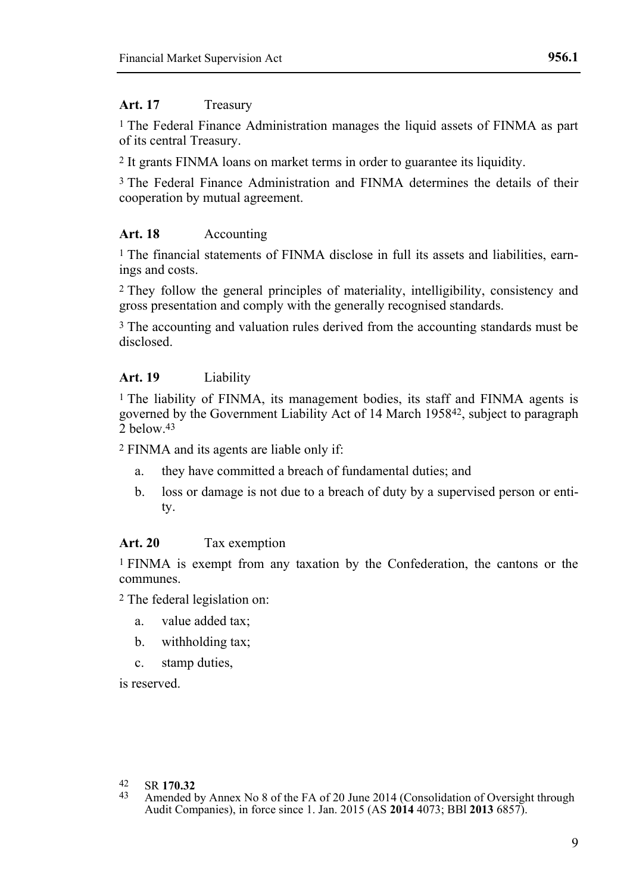**Art. 17** Treasury

[1] The Federal Finance Administration manages the liquid assets of FINMA as part of its central Treasury.

[2] It grants FINMA loans on market terms in order to guarantee its liquidity.

[3] The Federal Finance Administration and FINMA determines the details of their cooperation by mutual agreement.

**Art. 18** Accounting

[1] The financial statements of FINMA disclose in full its assets and liabilities, earnings and costs.

[2] They follow the general principles of materiality, intelligibility, consistency and gross presentation and comply with the generally recognised standards.

[3] The accounting and valuation rules derived from the accounting standards must be disclosed.

**Art. 19** Liability

[1] The liability of FINMA, its management bodies, its staff and FINMA agents is governed by the Government Liability Act of 14 March 1958[42], subject to paragraph 2 below.[43]

[2] FINMA and its agents are liable only if:

a. they have committed a breach of fundamental duties; and

b. loss or damage is not due to a breach of duty by a supervised person or entity.

**Art. 20** Tax exemption

[1] FINMA is exempt from any taxation by the Confederation, the cantons or the communes.

[2] The federal legislation on:

a. value added tax;

b. withholding tax;

c. stamp duties,

is reserved.

---

42 SR **170.32**

43 Amended by Annex No 8 of the FA of 20 June 2014 (Consolidation of Oversight through Audit Companies), in force since 1. Jan. 2015 (AS **2014** 4073; BBl **2013** 6857).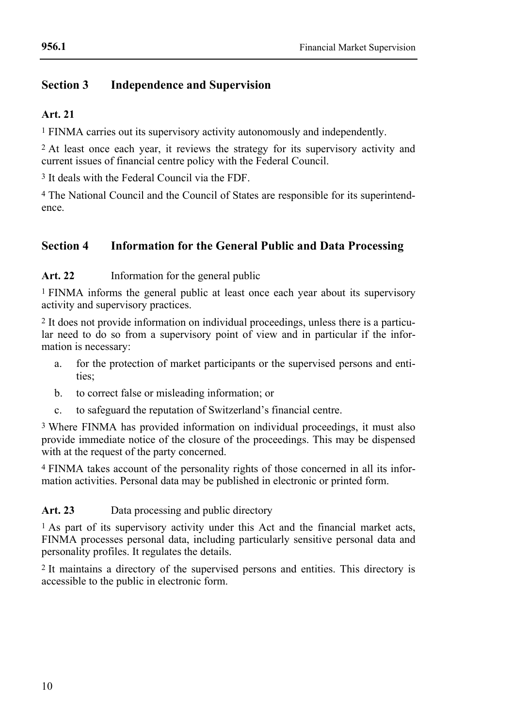## Section 3 Independence and Supervision

**Art. 21**

[1] FINMA carries out its supervisory activity autonomously and independently.

[2] At least once each year, it reviews the strategy for its supervisory activity and current issues of financial centre policy with the Federal Council.

[3] It deals with the Federal Council via the FDF.

[4] The National Council and the Council of States are responsible for its superintendence.

## Section 4 Information for the General Public and Data Processing

**Art. 22** Information for the general public

[1] FINMA informs the general public at least once each year about its supervisory activity and supervisory practices.

[2] It does not provide information on individual proceedings, unless there is a particular need to do so from a supervisory point of view and in particular if the information is necessary:

a. for the protection of market participants or the supervised persons and entities;

b. to correct false or misleading information; or

c. to safeguard the reputation of Switzerland's financial centre.

[3] Where FINMA has provided information on individual proceedings, it must also provide immediate notice of the closure of the proceedings. This may be dispensed with at the request of the party concerned.

[4] FINMA takes account of the personality rights of those concerned in all its information activities. Personal data may be published in electronic or printed form.

**Art. 23** Data processing and public directory

[1] As part of its supervisory activity under this Act and the financial market acts, FINMA processes personal data, including particularly sensitive personal data and personality profiles. It regulates the details.

[2] It maintains a directory of the supervised persons and entities. This directory is accessible to the public in electronic form.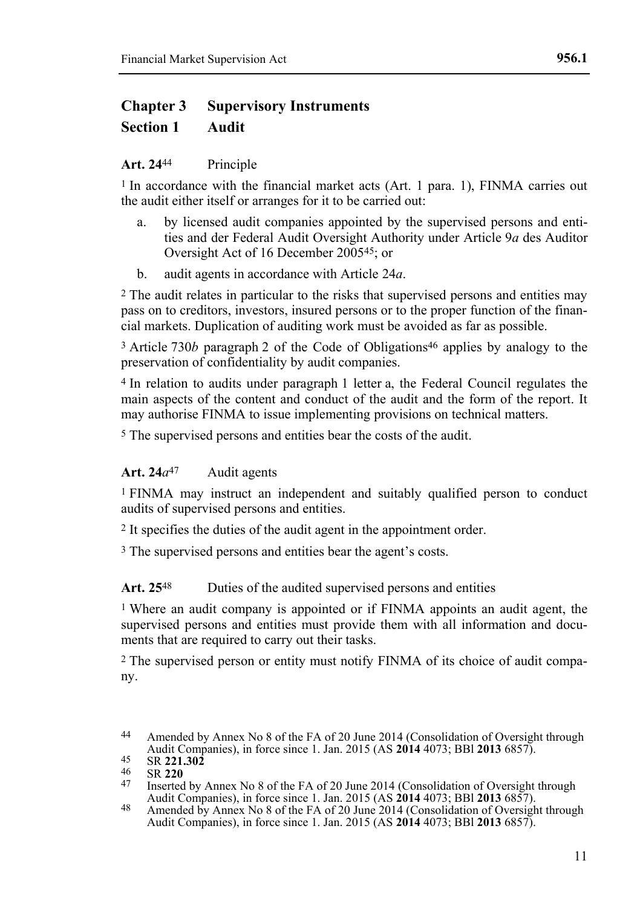## Chapter 3 Supervisory Instruments

### Section 1 Audit

**Art. 24**[44] Principle

[1] In accordance with the financial market acts (Art. 1 para. 1), FINMA carries out the audit either itself or arranges for it to be carried out:

a. by licensed audit companies appointed by the supervised persons and entities and der Federal Audit Oversight Authority under Article 9*a* des Auditor Oversight Act of 16 December 2005[45]; or

b. audit agents in accordance with Article 24*a*.

[2] The audit relates in particular to the risks that supervised persons and entities may pass on to creditors, investors, insured persons or to the proper function of the financial markets. Duplication of auditing work must be avoided as far as possible.

[3] Article 730*b* paragraph 2 of the Code of Obligations[46] applies by analogy to the preservation of confidentiality by audit companies.

[4] In relation to audits under paragraph 1 letter a, the Federal Council regulates the main aspects of the content and conduct of the audit and the form of the report. It may authorise FINMA to issue implementing provisions on technical matters.

[5] The supervised persons and entities bear the costs of the audit.

**Art. 24*a***[47] Audit agents

[1] FINMA may instruct an independent and suitably qualified person to conduct audits of supervised persons and entities.

[2] It specifies the duties of the audit agent in the appointment order.

[3] The supervised persons and entities bear the agent's costs.

**Art. 25**[48] Duties of the audited supervised persons and entities

[1] Where an audit company is appointed or if FINMA appoints an audit agent, the supervised persons and entities must provide them with all information and documents that are required to carry out their tasks.

[2] The supervised person or entity must notify FINMA of its choice of audit company.

---

[44] Amended by Annex No 8 of the FA of 20 June 2014 (Consolidation of Oversight through Audit Companies), in force since 1. Jan. 2015 (AS **2014** 4073; BBl **2013** 6857).

[45] SR **221.302**

[46] SR **220**

[47] Inserted by Annex No 8 of the FA of 20 June 2014 (Consolidation of Oversight through Audit Companies), in force since 1. Jan. 2015 (AS **2014** 4073; BBl **2013** 6857).

[48] Amended by Annex No 8 of the FA of 20 June 2014 (Consolidation of Oversight through Audit Companies), in force since 1. Jan. 2015 (AS **2014** 4073; BBl **2013** 6857).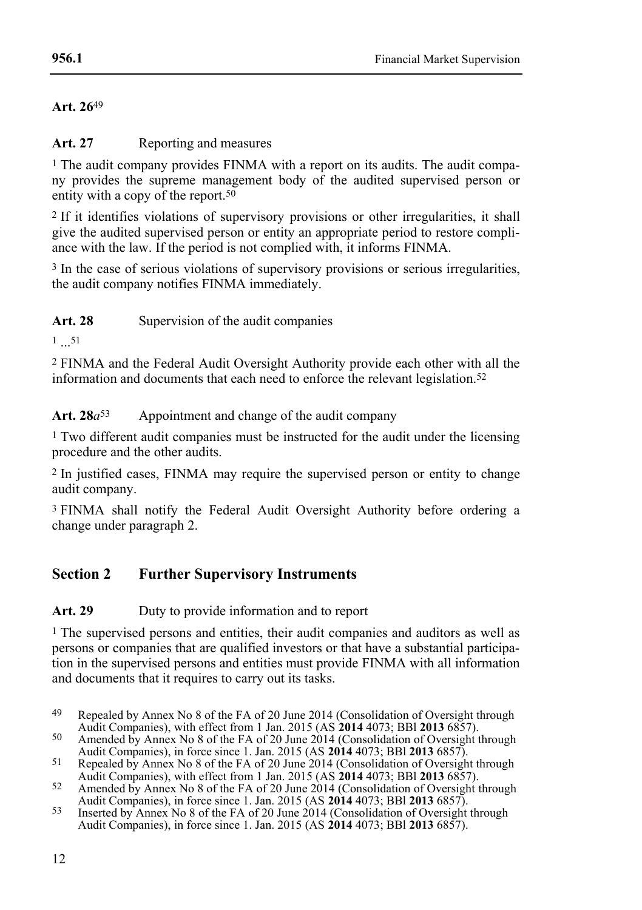**Art. 26**[49]

**Art. 27** Reporting and measures

[1] The audit company provides FINMA with a report on its audits. The audit company provides the supreme management body of the audited supervised person or entity with a copy of the report.[50]

[2] If it identifies violations of supervisory provisions or other irregularities, it shall give the audited supervised person or entity an appropriate period to restore compliance with the law. If the period is not complied with, it informs FINMA.

[3] In the case of serious violations of supervisory provisions or serious irregularities, the audit company notifies FINMA immediately.

**Art. 28** Supervision of the audit companies

[1] ...[51]

[2] FINMA and the Federal Audit Oversight Authority provide each other with all the information and documents that each need to enforce the relevant legislation.[52]

**Art. 28*a***[53] Appointment and change of the audit company

[1] Two different audit companies must be instructed for the audit under the licensing procedure and the other audits.

[2] In justified cases, FINMA may require the supervised person or entity to change audit company.

[3] FINMA shall notify the Federal Audit Oversight Authority before ordering a change under paragraph 2.

## Section 2 Further Supervisory Instruments

**Art. 29** Duty to provide information and to report

[1] The supervised persons and entities, their audit companies and auditors as well as persons or companies that are qualified investors or that have a substantial participation in the supervised persons and entities must provide FINMA with all information and documents that it requires to carry out its tasks.

---

[49] Repealed by Annex No 8 of the FA of 20 June 2014 (Consolidation of Oversight through Audit Companies), with effect from 1 Jan. 2015 (AS **2014** 4073; BBl **2013** 6857).

[50] Amended by Annex No 8 of the FA of 20 June 2014 (Consolidation of Oversight through Audit Companies), in force since 1. Jan. 2015 (AS **2014** 4073; BBl **2013** 6857).

[51] Repealed by Annex No 8 of the FA of 20 June 2014 (Consolidation of Oversight through Audit Companies), with effect from 1 Jan. 2015 (AS **2014** 4073; BBl **2013** 6857).

[52] Amended by Annex No 8 of the FA of 20 June 2014 (Consolidation of Oversight through Audit Companies), in force since 1. Jan. 2015 (AS **2014** 4073; BBl **2013** 6857).

[53] Inserted by Annex No 8 of the FA of 20 June 2014 (Consolidation of Oversight through Audit Companies), in force since 1. Jan. 2015 (AS **2014** 4073; BBl **2013** 6857).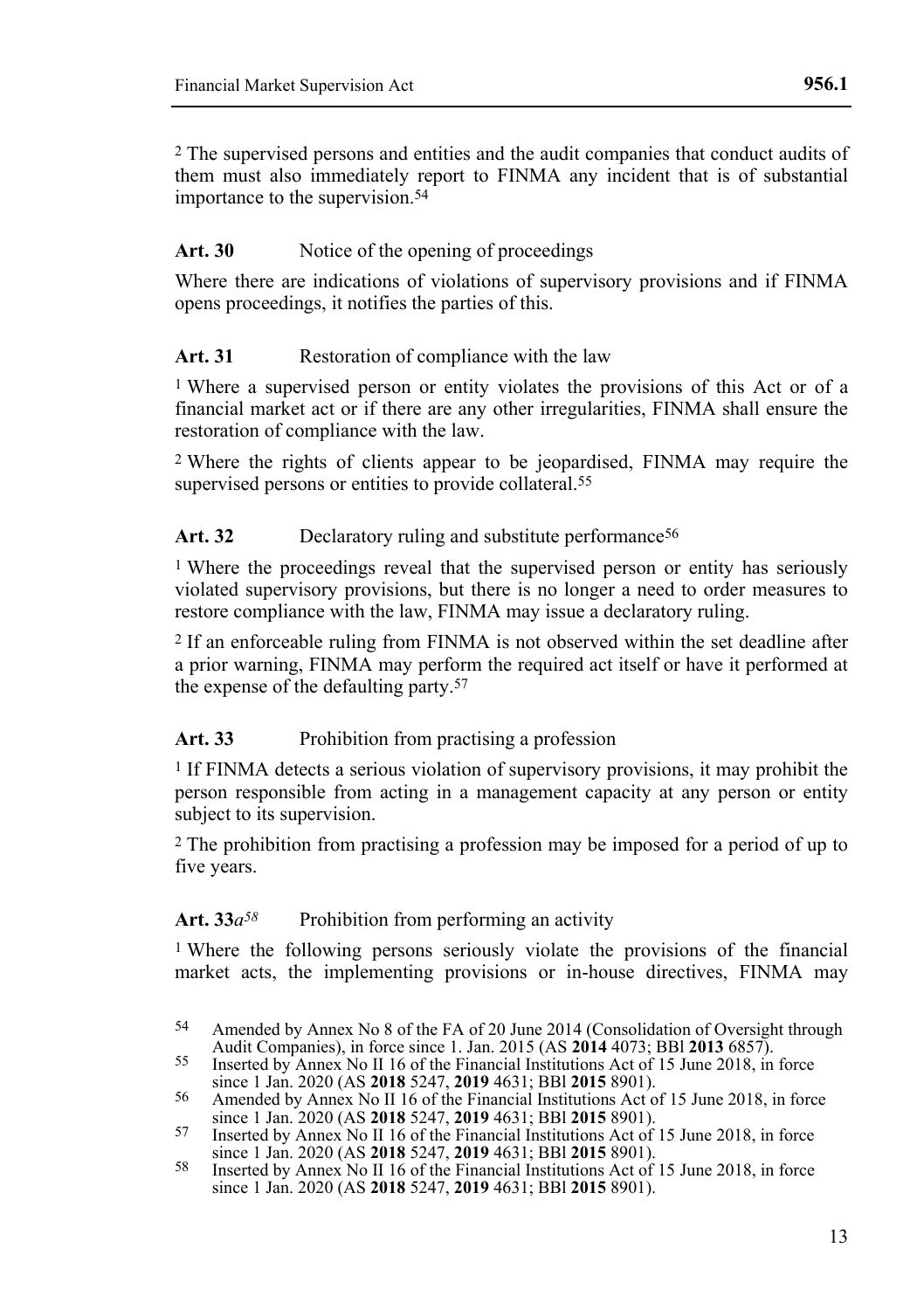[2] The supervised persons and entities and the audit companies that conduct audits of them must also immediately report to FINMA any incident that is of substantial importance to the supervision.[54]

**Art. 30** Notice of the opening of proceedings

Where there are indications of violations of supervisory provisions and if FINMA opens proceedings, it notifies the parties of this.

**Art. 31** Restoration of compliance with the law

[1] Where a supervised person or entity violates the provisions of this Act or of a financial market act or if there are any other irregularities, FINMA shall ensure the restoration of compliance with the law.

[2] Where the rights of clients appear to be jeopardised, FINMA may require the supervised persons or entities to provide collateral.[55]

**Art. 32** Declaratory ruling and substitute performance[56]

[1] Where the proceedings reveal that the supervised person or entity has seriously violated supervisory provisions, but there is no longer a need to order measures to restore compliance with the law, FINMA may issue a declaratory ruling.

[2] If an enforceable ruling from FINMA is not observed within the set deadline after a prior warning, FINMA may perform the required act itself or have it performed at the expense of the defaulting party.[57]

**Art. 33** Prohibition from practising a profession

[1] If FINMA detects a serious violation of supervisory provisions, it may prohibit the person responsible from acting in a management capacity at any person or entity subject to its supervision.

[2] The prohibition from practising a profession may be imposed for a period of up to five years.

**Art. 33*a***[58] Prohibition from performing an activity

[1] Where the following persons seriously violate the provisions of the financial market acts, the implementing provisions or in-house directives, FINMA may

---

[54] Amended by Annex No 8 of the FA of 20 June 2014 (Consolidation of Oversight through Audit Companies), in force since 1. Jan. 2015 (AS **2014** 4073; BBl **2013** 6857).

[55] Inserted by Annex No II 16 of the Financial Institutions Act of 15 June 2018, in force since 1 Jan. 2020 (AS **2018** 5247, **2019** 4631; BBl **2015** 8901).

[56] Amended by Annex No II 16 of the Financial Institutions Act of 15 June 2018, in force since 1 Jan. 2020 (AS **2018** 5247, **2019** 4631; BBl **2015** 8901).

[57] Inserted by Annex No II 16 of the Financial Institutions Act of 15 June 2018, in force since 1 Jan. 2020 (AS **2018** 5247, **2019** 4631; BBl **2015** 8901).

[58] Inserted by Annex No II 16 of the Financial Institutions Act of 15 June 2018, in force since 1 Jan. 2020 (AS **2018** 5247, **2019** 4631; BBl **2015** 8901).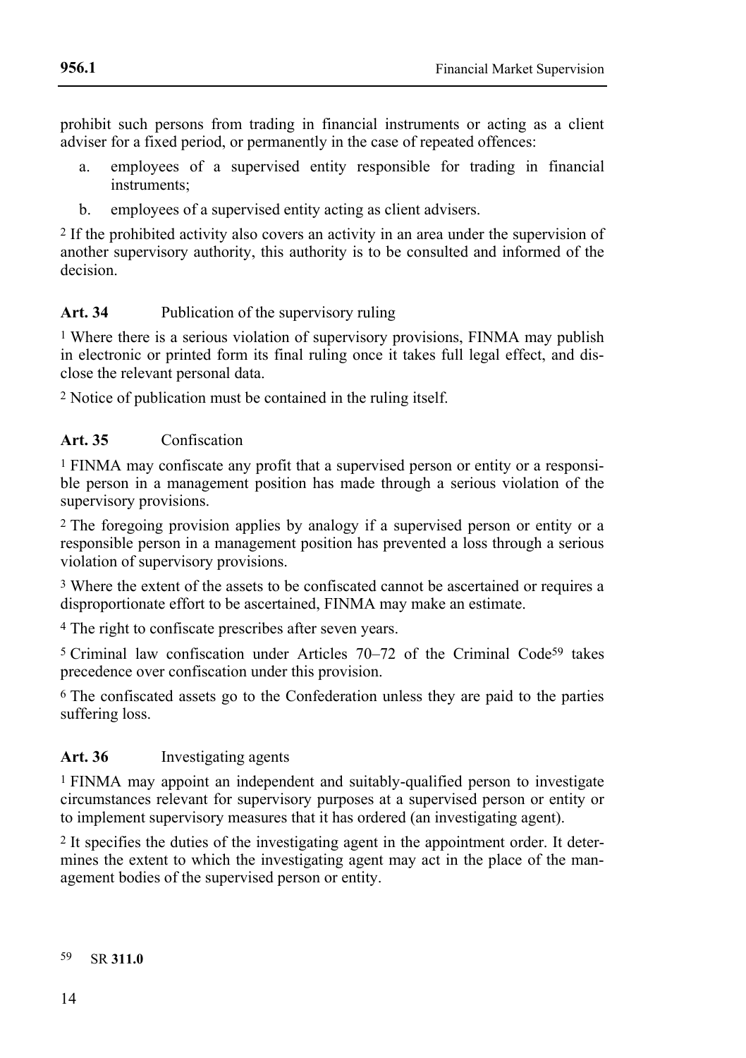prohibit such persons from trading in financial instruments or acting as a client adviser for a fixed period, or permanently in the case of repeated offences:

a. employees of a supervised entity responsible for trading in financial instruments;

b. employees of a supervised entity acting as client advisers.

[2] If the prohibited activity also covers an activity in an area under the supervision of another supervisory authority, this authority is to be consulted and informed of the decision.

**Art. 34** Publication of the supervisory ruling

[1] Where there is a serious violation of supervisory provisions, FINMA may publish in electronic or printed form its final ruling once it takes full legal effect, and disclose the relevant personal data.

[2] Notice of publication must be contained in the ruling itself.

**Art. 35** Confiscation

[1] FINMA may confiscate any profit that a supervised person or entity or a responsible person in a management position has made through a serious violation of the supervisory provisions.

[2] The foregoing provision applies by analogy if a supervised person or entity or a responsible person in a management position has prevented a loss through a serious violation of supervisory provisions.

[3] Where the extent of the assets to be confiscated cannot be ascertained or requires a disproportionate effort to be ascertained, FINMA may make an estimate.

[4] The right to confiscate prescribes after seven years.

[5] Criminal law confiscation under Articles 70–72 of the Criminal Code[59] takes precedence over confiscation under this provision.

[6] The confiscated assets go to the Confederation unless they are paid to the parties suffering loss.

**Art. 36** Investigating agents

[1] FINMA may appoint an independent and suitably-qualified person to investigate circumstances relevant for supervisory purposes at a supervised person or entity or to implement supervisory measures that it has ordered (an investigating agent).

[2] It specifies the duties of the investigating agent in the appointment order. It determines the extent to which the investigating agent may act in the place of the management bodies of the supervised person or entity.

[59] SR **311.0**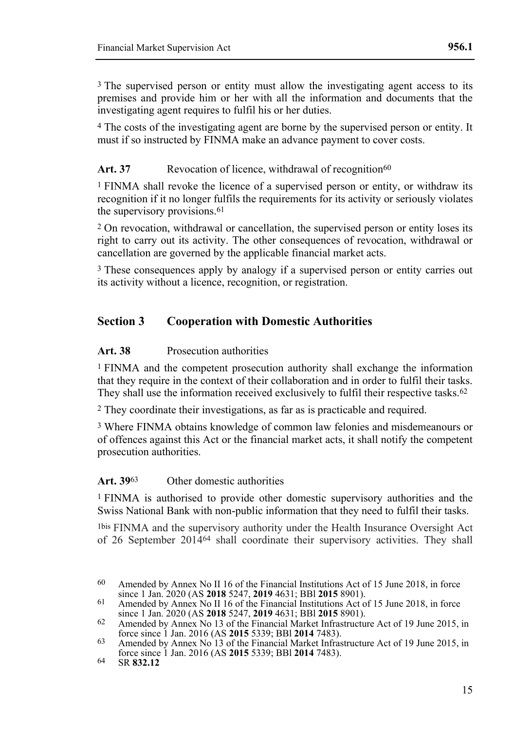[3] The supervised person or entity must allow the investigating agent access to its premises and provide him or her with all the information and documents that the investigating agent requires to fulfil his or her duties.

[4] The costs of the investigating agent are borne by the supervised person or entity. It must if so instructed by FINMA make an advance payment to cover costs.

**Art. 37** Revocation of licence, withdrawal of recognition[60]

[1] FINMA shall revoke the licence of a supervised person or entity, or withdraw its recognition if it no longer fulfils the requirements for its activity or seriously violates the supervisory provisions.[61]

[2] On revocation, withdrawal or cancellation, the supervised person or entity loses its right to carry out its activity. The other consequences of revocation, withdrawal or cancellation are governed by the applicable financial market acts.

[3] These consequences apply by analogy if a supervised person or entity carries out its activity without a licence, recognition, or registration.

## Section 3 Cooperation with Domestic Authorities

**Art. 38** Prosecution authorities

[1] FINMA and the competent prosecution authority shall exchange the information that they require in the context of their collaboration and in order to fulfil their tasks. They shall use the information received exclusively to fulfil their respective tasks.[62]

[2] They coordinate their investigations, as far as is practicable and required.

[3] Where FINMA obtains knowledge of common law felonies and misdemeanours or of offences against this Act or the financial market acts, it shall notify the competent prosecution authorities.

**Art. 39**[63] Other domestic authorities

[1] FINMA is authorised to provide other domestic supervisory authorities and the Swiss National Bank with non-public information that they need to fulfil their tasks.

[1bis] FINMA and the supervisory authority under the Health Insurance Oversight Act of 26 September 2014[64] shall coordinate their supervisory activities. They shall

---

60 Amended by Annex No II 16 of the Financial Institutions Act of 15 June 2018, in force since 1 Jan. 2020 (AS **2018** 5247, **2019** 4631; BBl **2015** 8901).

61 Amended by Annex No II 16 of the Financial Institutions Act of 15 June 2018, in force since 1 Jan. 2020 (AS **2018** 5247, **2019** 4631; BBl **2015** 8901).

62 Amended by Annex No 13 of the Financial Market Infrastructure Act of 19 June 2015, in force since 1 Jan. 2016 (AS **2015** 5339; BBl **2014** 7483).

63 Amended by Annex No 13 of the Financial Market Infrastructure Act of 19 June 2015, in force since 1 Jan. 2016 (AS **2015** 5339; BBl **2014** 7483).

64 SR **832.12**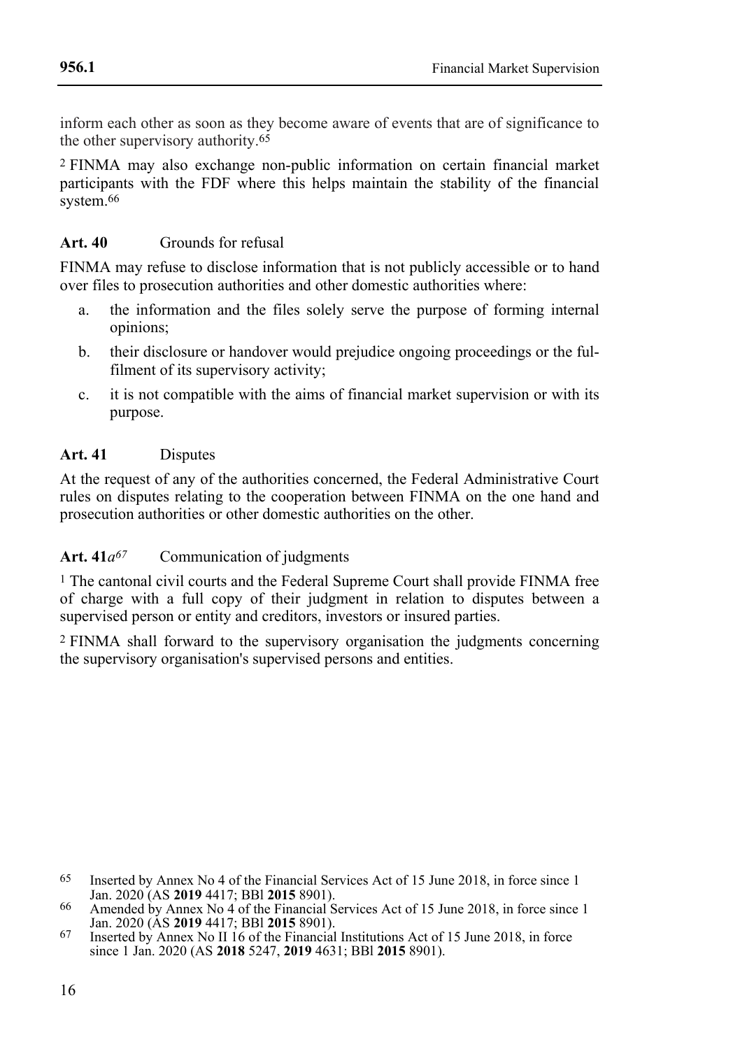inform each other as soon as they become aware of events that are of significance to the other supervisory authority.[65]

2 FINMA may also exchange non-public information on certain financial market participants with the FDF where this helps maintain the stability of the financial system.[66]

**Art. 40** Grounds for refusal

FINMA may refuse to disclose information that is not publicly accessible or to hand over files to prosecution authorities and other domestic authorities where:

a. the information and the files solely serve the purpose of forming internal opinions;

b. their disclosure or handover would prejudice ongoing proceedings or the fulfilment of its supervisory activity;

c. it is not compatible with the aims of financial market supervision or with its purpose.

**Art. 41** Disputes

At the request of any of the authorities concerned, the Federal Administrative Court rules on disputes relating to the cooperation between FINMA on the one hand and prosecution authorities or other domestic authorities on the other.

**Art. 41*a***[67] Communication of judgments

1 The cantonal civil courts and the Federal Supreme Court shall provide FINMA free of charge with a full copy of their judgment in relation to disputes between a supervised person or entity and creditors, investors or insured parties.

2 FINMA shall forward to the supervisory organisation the judgments concerning the supervisory organisation's supervised persons and entities.

---

65 Inserted by Annex No 4 of the Financial Services Act of 15 June 2018, in force since 1 Jan. 2020 (AS **2019** 4417; BBl **2015** 8901).

66 Amended by Annex No 4 of the Financial Services Act of 15 June 2018, in force since 1 Jan. 2020 (AS **2019** 4417; BBl **2015** 8901).

67 Inserted by Annex No II 16 of the Financial Institutions Act of 15 June 2018, in force since 1 Jan. 2020 (AS **2018** 5247, **2019** 4631; BBl **2015** 8901).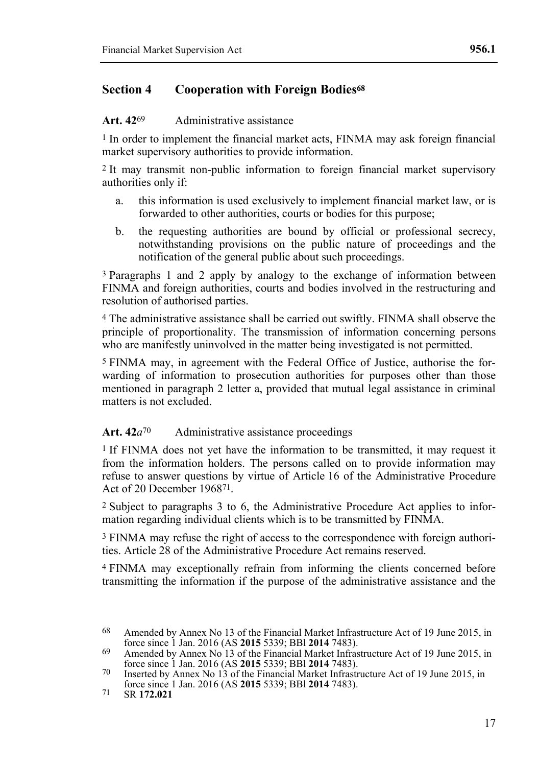## Section 4 Cooperation with Foreign Bodies[68]

**Art. 42**[69] Administrative assistance

[1] In order to implement the financial market acts, FINMA may ask foreign financial market supervisory authorities to provide information.

[2] It may transmit non-public information to foreign financial market supervisory authorities only if:

a. this information is used exclusively to implement financial market law, or is forwarded to other authorities, courts or bodies for this purpose;

b. the requesting authorities are bound by official or professional secrecy, notwithstanding provisions on the public nature of proceedings and the notification of the general public about such proceedings.

[3] Paragraphs 1 and 2 apply by analogy to the exchange of information between FINMA and foreign authorities, courts and bodies involved in the restructuring and resolution of authorised parties.

[4] The administrative assistance shall be carried out swiftly. FINMA shall observe the principle of proportionality. The transmission of information concerning persons who are manifestly uninvolved in the matter being investigated is not permitted.

[5] FINMA may, in agreement with the Federal Office of Justice, authorise the forwarding of information to prosecution authorities for purposes other than those mentioned in paragraph 2 letter a, provided that mutual legal assistance in criminal matters is not excluded.

**Art. 42*a***[70] Administrative assistance proceedings

[1] If FINMA does not yet have the information to be transmitted, it may request it from the information holders. The persons called on to provide information may refuse to answer questions by virtue of Article 16 of the Administrative Procedure Act of 20 December 1968[71].

[2] Subject to paragraphs 3 to 6, the Administrative Procedure Act applies to information regarding individual clients which is to be transmitted by FINMA.

[3] FINMA may refuse the right of access to the correspondence with foreign authorities. Article 28 of the Administrative Procedure Act remains reserved.

[4] FINMA may exceptionally refrain from informing the clients concerned before transmitting the information if the purpose of the administrative assistance and the

---

[68] Amended by Annex No 13 of the Financial Market Infrastructure Act of 19 June 2015, in force since 1 Jan. 2016 (AS **2015** 5339; BBl **2014** 7483).

[69] Amended by Annex No 13 of the Financial Market Infrastructure Act of 19 June 2015, in force since 1 Jan. 2016 (AS **2015** 5339; BBl **2014** 7483).

[70] Inserted by Annex No 13 of the Financial Market Infrastructure Act of 19 June 2015, in force since 1 Jan. 2016 (AS **2015** 5339; BBl **2014** 7483).

[71] SR **172.021**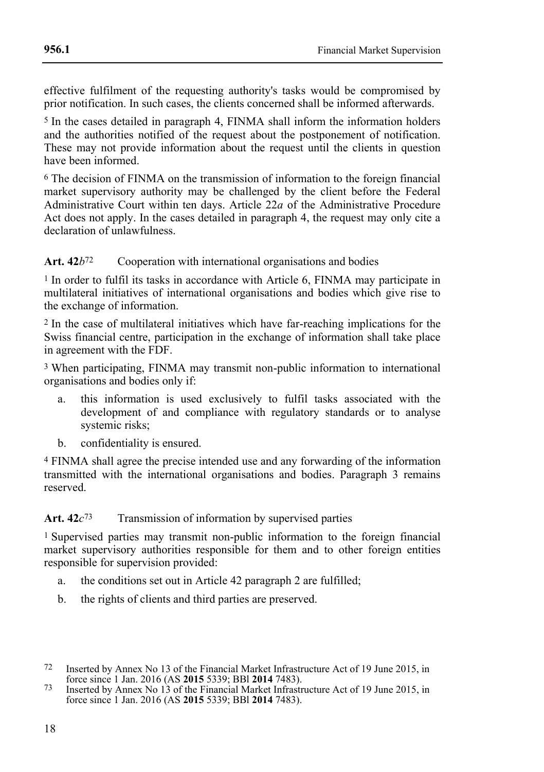effective fulfilment of the requesting authority's tasks would be compromised by prior notification. In such cases, the clients concerned shall be informed afterwards.

[5] In the cases detailed in paragraph 4, FINMA shall inform the information holders and the authorities notified of the request about the postponement of notification. These may not provide information about the request until the clients in question have been informed.

[6] The decision of FINMA on the transmission of information to the foreign financial market supervisory authority may be challenged by the client before the Federal Administrative Court within ten days. Article 22*a* of the Administrative Procedure Act does not apply. In the cases detailed in paragraph 4, the request may only cite a declaration of unlawfulness.

**Art. 42*b*[72]** Cooperation with international organisations and bodies

[1] In order to fulfil its tasks in accordance with Article 6, FINMA may participate in multilateral initiatives of international organisations and bodies which give rise to the exchange of information.

[2] In the case of multilateral initiatives which have far-reaching implications for the Swiss financial centre, participation in the exchange of information shall take place in agreement with the FDF.

[3] When participating, FINMA may transmit non-public information to international organisations and bodies only if:

a. this information is used exclusively to fulfil tasks associated with the development of and compliance with regulatory standards or to analyse systemic risks;
b. confidentiality is ensured.

[4] FINMA shall agree the precise intended use and any forwarding of the information transmitted with the international organisations and bodies. Paragraph 3 remains reserved.

**Art. 42*c*[73]** Transmission of information by supervised parties

[1] Supervised parties may transmit non-public information to the foreign financial market supervisory authorities responsible for them and to other foreign entities responsible for supervision provided:

a. the conditions set out in Article 42 paragraph 2 are fulfilled;
b. the rights of clients and third parties are preserved.

---

[72] Inserted by Annex No 13 of the Financial Market Infrastructure Act of 19 June 2015, in force since 1 Jan. 2016 (AS **2015** 5339; BBl **2014** 7483).

[73] Inserted by Annex No 13 of the Financial Market Infrastructure Act of 19 June 2015, in force since 1 Jan. 2016 (AS **2015** 5339; BBl **2014** 7483).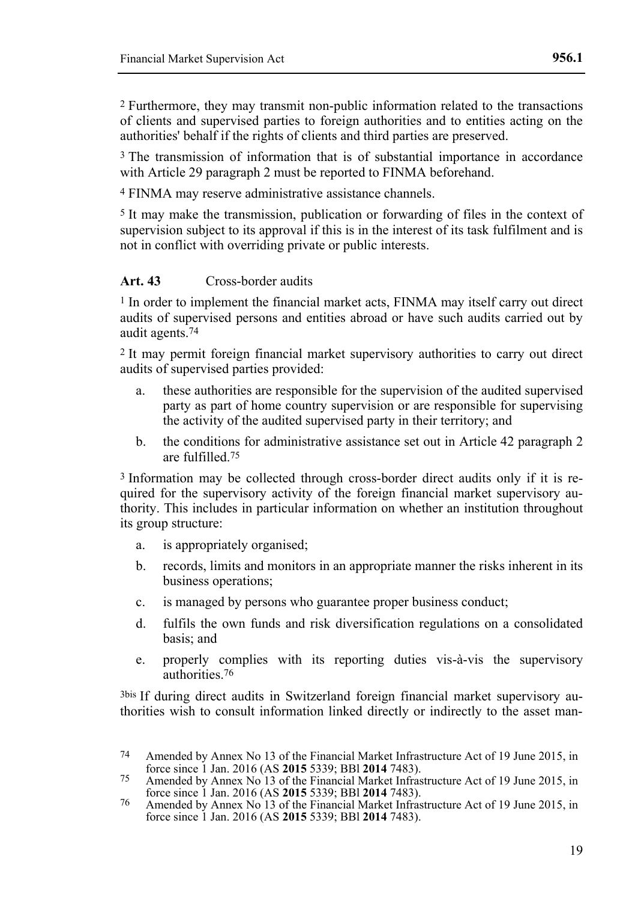[2] Furthermore, they may transmit non-public information related to the transactions of clients and supervised parties to foreign authorities and to entities acting on the authorities' behalf if the rights of clients and third parties are preserved.

[3] The transmission of information that is of substantial importance in accordance with Article 29 paragraph 2 must be reported to FINMA beforehand.

[4] FINMA may reserve administrative assistance channels.

[5] It may make the transmission, publication or forwarding of files in the context of supervision subject to its approval if this is in the interest of its task fulfilment and is not in conflict with overriding private or public interests.

**Art. 43** Cross-border audits

[1] In order to implement the financial market acts, FINMA may itself carry out direct audits of supervised persons and entities abroad or have such audits carried out by audit agents.[74]

[2] It may permit foreign financial market supervisory authorities to carry out direct audits of supervised parties provided:

a. these authorities are responsible for the supervision of the audited supervised party as part of home country supervision or are responsible for supervising the activity of the audited supervised party in their territory; and

b. the conditions for administrative assistance set out in Article 42 paragraph 2 are fulfilled.[75]

[3] Information may be collected through cross-border direct audits only if it is required for the supervisory activity of the foreign financial market supervisory authority. This includes in particular information on whether an institution throughout its group structure:

a. is appropriately organised;

b. records, limits and monitors in an appropriate manner the risks inherent in its business operations;

c. is managed by persons who guarantee proper business conduct;

d. fulfils the own funds and risk diversification regulations on a consolidated basis; and

e. properly complies with its reporting duties vis-à-vis the supervisory authorities.[76]

[3bis] If during direct audits in Switzerland foreign financial market supervisory authorities wish to consult information linked directly or indirectly to the asset man-

---

[74] Amended by Annex No 13 of the Financial Market Infrastructure Act of 19 June 2015, in force since 1 Jan. 2016 (AS **2015** 5339; BBl **2014** 7483).

[75] Amended by Annex No 13 of the Financial Market Infrastructure Act of 19 June 2015, in force since 1 Jan. 2016 (AS **2015** 5339; BBl **2014** 7483).

[76] Amended by Annex No 13 of the Financial Market Infrastructure Act of 19 June 2015, in force since 1 Jan. 2016 (AS **2015** 5339; BBl **2014** 7483).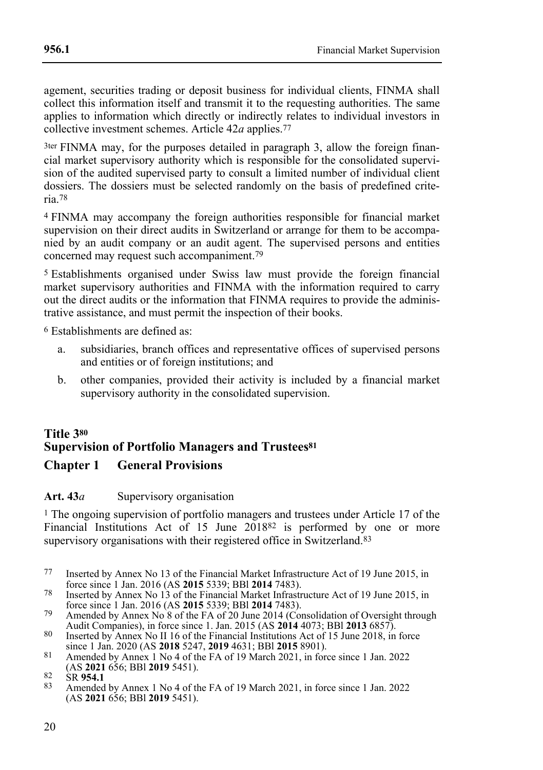agement, securities trading or deposit business for individual clients, FINMA shall collect this information itself and transmit it to the requesting authorities. The same applies to information which directly or indirectly relates to individual investors in collective investment schemes. Article 42*a* applies.[77]

[3ter] FINMA may, for the purposes detailed in paragraph 3, allow the foreign financial market supervisory authority which is responsible for the consolidated supervision of the audited supervised party to consult a limited number of individual client dossiers. The dossiers must be selected randomly on the basis of predefined criteria.[78]

[4] FINMA may accompany the foreign authorities responsible for financial market supervision on their direct audits in Switzerland or arrange for them to be accompanied by an audit company or an audit agent. The supervised persons and entities concerned may request such accompaniment.[79]

[5] Establishments organised under Swiss law must provide the foreign financial market supervisory authorities and FINMA with the information required to carry out the direct audits or the information that FINMA requires to provide the administrative assistance, and must permit the inspection of their books.

[6] Establishments are defined as:

a. subsidiaries, branch offices and representative offices of supervised persons and entities or of foreign institutions; and

b. other companies, provided their activity is included by a financial market supervisory authority in the consolidated supervision.

## Title 3[80] Supervision of Portfolio Managers and Trustees[81]

### Chapter 1 General Provisions

**Art. 43*a*** Supervisory organisation

[1] The ongoing supervision of portfolio managers and trustees under Article 17 of the Financial Institutions Act of 15 June 2018[82] is performed by one or more supervisory organisations with their registered office in Switzerland.[83]

---

77 Inserted by Annex No 13 of the Financial Market Infrastructure Act of 19 June 2015, in force since 1 Jan. 2016 (AS **2015** 5339; BBl **2014** 7483).

78 Inserted by Annex No 13 of the Financial Market Infrastructure Act of 19 June 2015, in force since 1 Jan. 2016 (AS **2015** 5339; BBl **2014** 7483).

79 Amended by Annex No 8 of the FA of 20 June 2014 (Consolidation of Oversight through Audit Companies), in force since 1. Jan. 2015 (AS **2014** 4073; BBl **2013** 6857).

80 Inserted by Annex No II 16 of the Financial Institutions Act of 15 June 2018, in force since 1 Jan. 2020 (AS **2018** 5247, **2019** 4631; BBl **2015** 8901).

81 Amended by Annex 1 No 4 of the FA of 19 March 2021, in force since 1 Jan. 2022 (AS **2021** 656; BBl **2019** 5451).

82 SR **954.1**

83 Amended by Annex 1 No 4 of the FA of 19 March 2021, in force since 1 Jan. 2022 (AS **2021** 656; BBl **2019** 5451).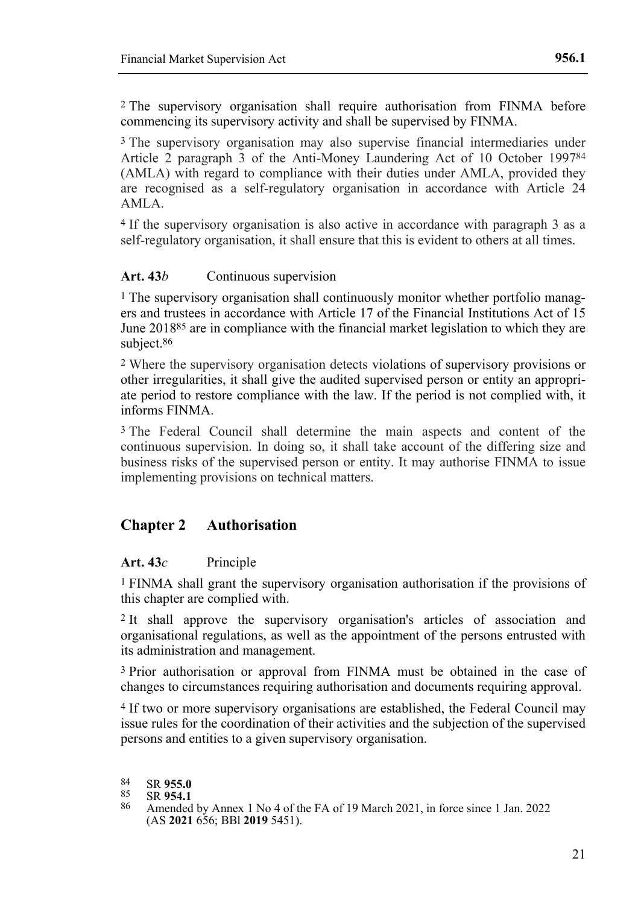[2] The supervisory organisation shall require authorisation from FINMA before commencing its supervisory activity and shall be supervised by FINMA.

[3] The supervisory organisation may also supervise financial intermediaries under Article 2 paragraph 3 of the Anti-Money Laundering Act of 10 October 1997[84] (AMLA) with regard to compliance with their duties under AMLA, provided they are recognised as a self-regulatory organisation in accordance with Article 24 AMLA.

[4] If the supervisory organisation is also active in accordance with paragraph 3 as a self-regulatory organisation, it shall ensure that this is evident to others at all times.

**Art. 43*b*** Continuous supervision

[1] The supervisory organisation shall continuously monitor whether portfolio managers and trustees in accordance with Article 17 of the Financial Institutions Act of 15 June 2018[85] are in compliance with the financial market legislation to which they are subject.[86]

[2] Where the supervisory organisation detects violations of supervisory provisions or other irregularities, it shall give the audited supervised person or entity an appropriate period to restore compliance with the law. If the period is not complied with, it informs FINMA.

[3] The Federal Council shall determine the main aspects and content of the continuous supervision. In doing so, it shall take account of the differing size and business risks of the supervised person or entity. It may authorise FINMA to issue implementing provisions on technical matters.

## Chapter 2 Authorisation

**Art. 43*c*** Principle

[1] FINMA shall grant the supervisory organisation authorisation if the provisions of this chapter are complied with.

[2] It shall approve the supervisory organisation's articles of association and organisational regulations, as well as the appointment of the persons entrusted with its administration and management.

[3] Prior authorisation or approval from FINMA must be obtained in the case of changes to circumstances requiring authorisation and documents requiring approval.

[4] If two or more supervisory organisations are established, the Federal Council may issue rules for the coordination of their activities and the subjection of the supervised persons and entities to a given supervisory organisation.

---

[84] SR **955.0**

[85] SR **954.1**

[86] Amended by Annex 1 No 4 of the FA of 19 March 2021, in force since 1 Jan. 2022 (AS **2021** 656; BBl **2019** 5451).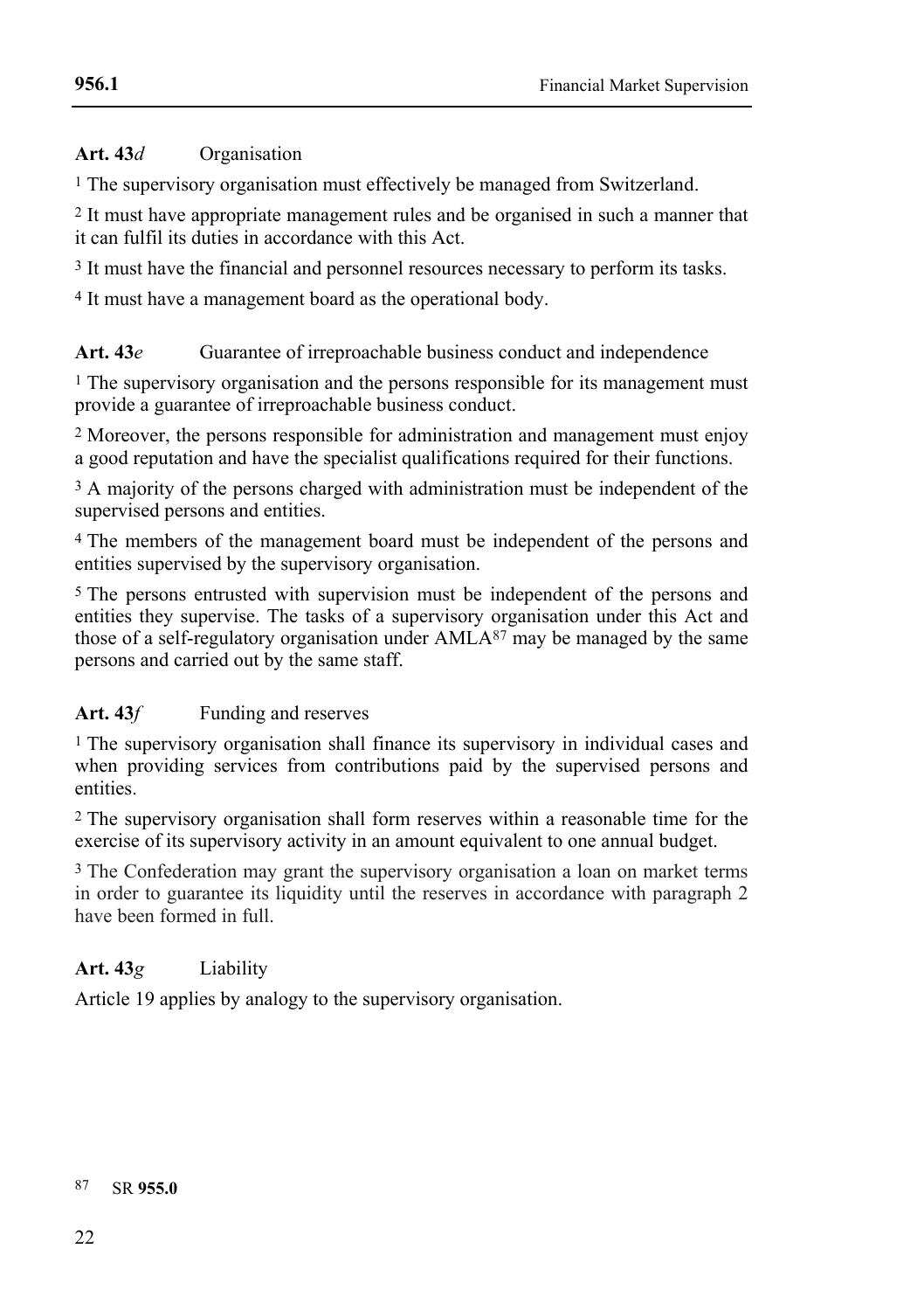**Art. 43*d*** Organisation

[1] The supervisory organisation must effectively be managed from Switzerland.

[2] It must have appropriate management rules and be organised in such a manner that it can fulfil its duties in accordance with this Act.

[3] It must have the financial and personnel resources necessary to perform its tasks.

[4] It must have a management board as the operational body.

**Art. 43*e*** Guarantee of irreproachable business conduct and independence

[1] The supervisory organisation and the persons responsible for its management must provide a guarantee of irreproachable business conduct.

[2] Moreover, the persons responsible for administration and management must enjoy a good reputation and have the specialist qualifications required for their functions.

[3] A majority of the persons charged with administration must be independent of the supervised persons and entities.

[4] The members of the management board must be independent of the persons and entities supervised by the supervisory organisation.

[5] The persons entrusted with supervision must be independent of the persons and entities they supervise. The tasks of a supervisory organisation under this Act and those of a self-regulatory organisation under AMLA[87] may be managed by the same persons and carried out by the same staff.

**Art. 43*f*** Funding and reserves

[1] The supervisory organisation shall finance its supervisory in individual cases and when providing services from contributions paid by the supervised persons and entities.

[2] The supervisory organisation shall form reserves within a reasonable time for the exercise of its supervisory activity in an amount equivalent to one annual budget.

[3] The Confederation may grant the supervisory organisation a loan on market terms in order to guarantee its liquidity until the reserves in accordance with paragraph 2 have been formed in full.

**Art. 43*g*** Liability

Article 19 applies by analogy to the supervisory organisation.

---

[87] SR **955.0**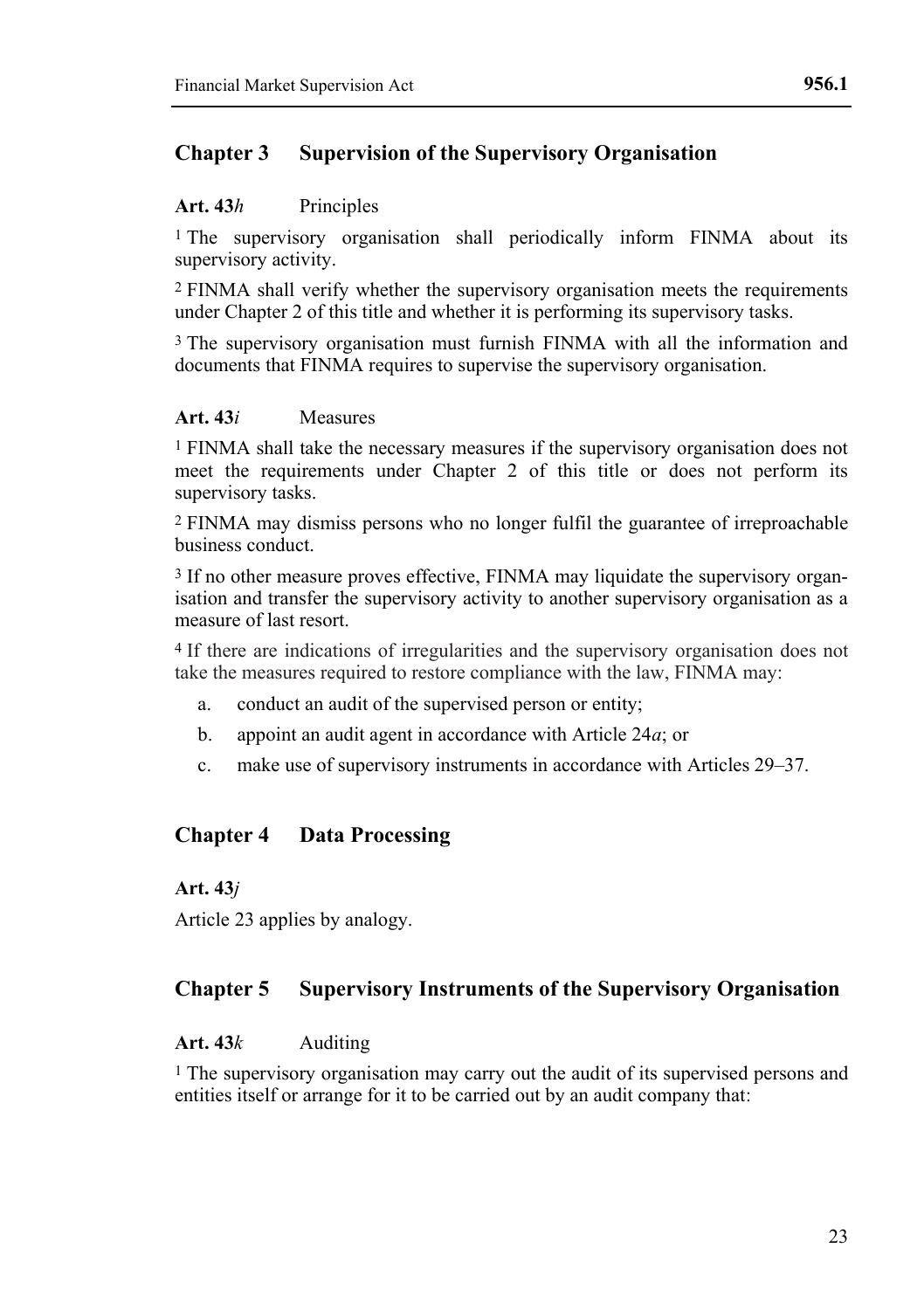## Chapter 3 Supervision of the Supervisory Organisation

### Art. 43*h* Principles

[1] The supervisory organisation shall periodically inform FINMA about its supervisory activity.

[2] FINMA shall verify whether the supervisory organisation meets the requirements under Chapter 2 of this title and whether it is performing its supervisory tasks.

[3] The supervisory organisation must furnish FINMA with all the information and documents that FINMA requires to supervise the supervisory organisation.

### Art. 43*i* Measures

[1] FINMA shall take the necessary measures if the supervisory organisation does not meet the requirements under Chapter 2 of this title or does not perform its supervisory tasks.

[2] FINMA may dismiss persons who no longer fulfil the guarantee of irreproachable business conduct.

[3] If no other measure proves effective, FINMA may liquidate the supervisory organisation and transfer the supervisory activity to another supervisory organisation as a measure of last resort.

[4] If there are indications of irregularities and the supervisory organisation does not take the measures required to restore compliance with the law, FINMA may:

a. conduct an audit of the supervised person or entity;
b. appoint an audit agent in accordance with Article 24*a*; or
c. make use of supervisory instruments in accordance with Articles 29–37.

## Chapter 4 Data Processing

### Art. 43*j*

Article 23 applies by analogy.

## Chapter 5 Supervisory Instruments of the Supervisory Organisation

### Art. 43*k* Auditing

[1] The supervisory organisation may carry out the audit of its supervised persons and entities itself or arrange for it to be carried out by an audit company that: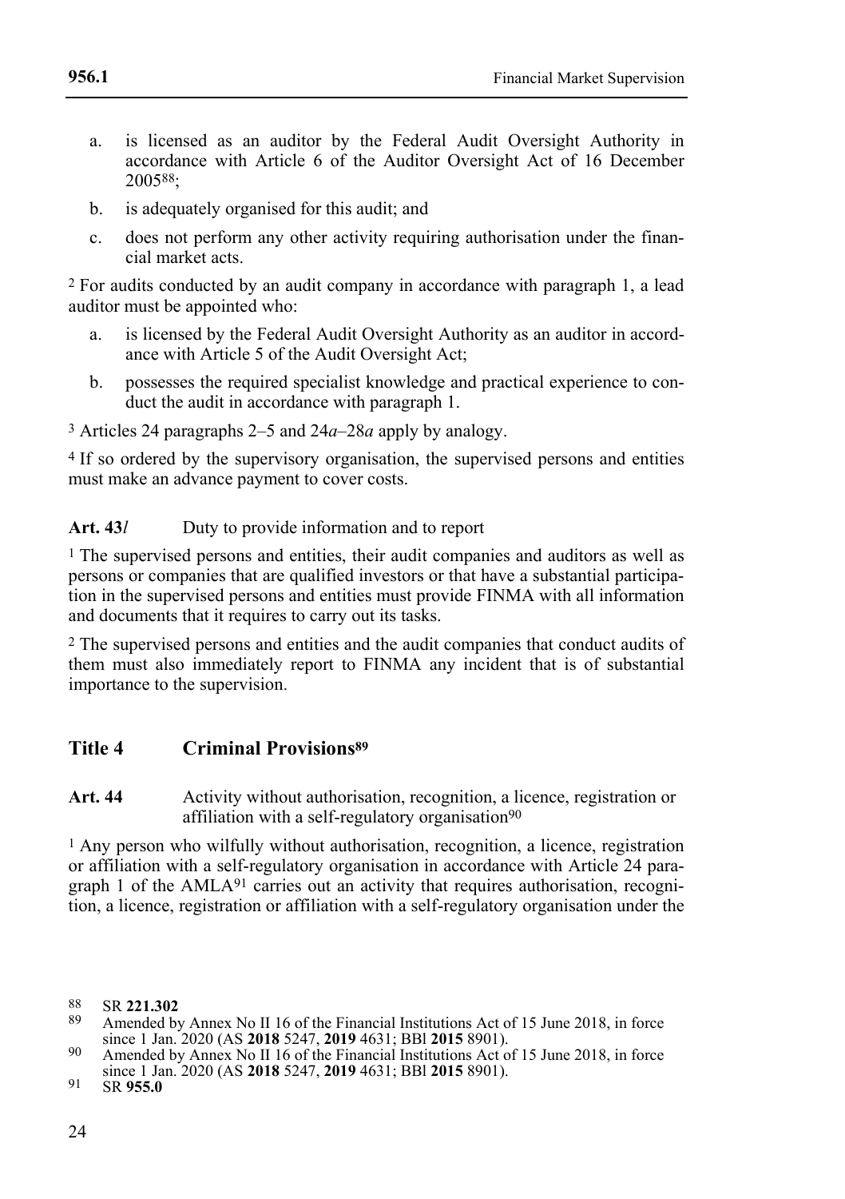a. is licensed as an auditor by the Federal Audit Oversight Authority in accordance with Article 6 of the Auditor Oversight Act of 16 December 2005[88];
b. is adequately organised for this audit; and
c. does not perform any other activity requiring authorisation under the financial market acts.

[2] For audits conducted by an audit company in accordance with paragraph 1, a lead auditor must be appointed who:

a. is licensed by the Federal Audit Oversight Authority as an auditor in accordance with Article 5 of the Audit Oversight Act;
b. possesses the required specialist knowledge and practical experience to conduct the audit in accordance with paragraph 1.

[3] Articles 24 paragraphs 2–5 and 24*a*–28*a* apply by analogy.

[4] If so ordered by the supervisory organisation, the supervised persons and entities must make an advance payment to cover costs.

**Art. 43*l*** Duty to provide information and to report

[1] The supervised persons and entities, their audit companies and auditors as well as persons or companies that are qualified investors or that have a substantial participation in the supervised persons and entities must provide FINMA with all information and documents that it requires to carry out its tasks.

[2] The supervised persons and entities and the audit companies that conduct audits of them must also immediately report to FINMA any incident that is of substantial importance to the supervision.

## Title 4 Criminal Provisions[89]

**Art. 44** Activity without authorisation, recognition, a licence, registration or affiliation with a self-regulatory organisation[90]

[1] Any person who wilfully without authorisation, recognition, a licence, registration or affiliation with a self-regulatory organisation in accordance with Article 24 paragraph 1 of the AMLA[91] carries out an activity that requires authorisation, recognition, a licence, registration or affiliation with a self-regulatory organisation under the

[88] SR **221.302**

[89] Amended by Annex No II 16 of the Financial Institutions Act of 15 June 2018, in force since 1 Jan. 2020 (AS **2018** 5247, **2019** 4631; BBl **2015** 8901).

[90] Amended by Annex No II 16 of the Financial Institutions Act of 15 June 2018, in force since 1 Jan. 2020 (AS **2018** 5247, **2019** 4631; BBl **2015** 8901).

[91] SR **955.0**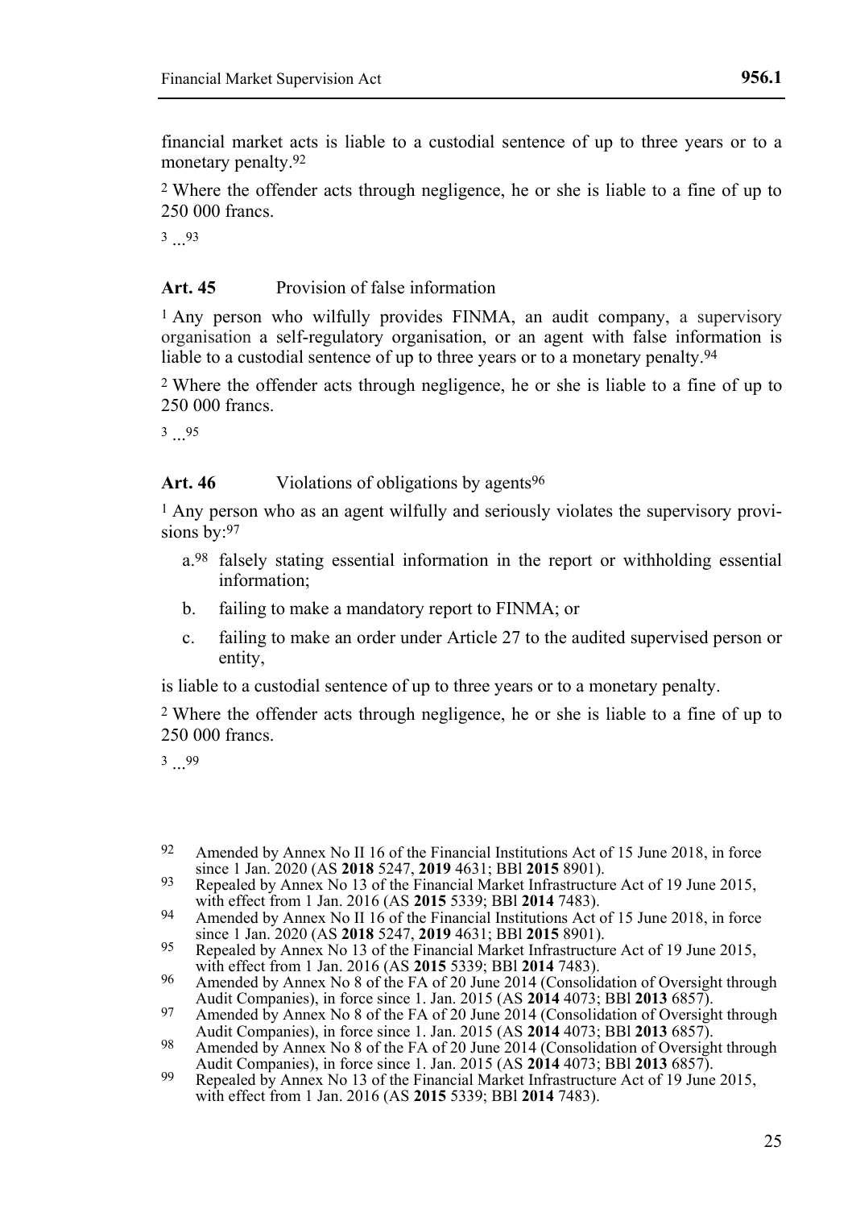financial market acts is liable to a custodial sentence of up to three years or to a monetary penalty.[92]

[2] Where the offender acts through negligence, he or she is liable to a fine of up to 250 000 francs.

[3] ...[93]

### Art. 45 Provision of false information

[1] Any person who wilfully provides FINMA, an audit company, a supervisory organisation a self-regulatory organisation, or an agent with false information is liable to a custodial sentence of up to three years or to a monetary penalty.[94]

[2] Where the offender acts through negligence, he or she is liable to a fine of up to 250 000 francs.

[3] ...[95]

### Art. 46 Violations of obligations by agents[96]

[1] Any person who as an agent wilfully and seriously violates the supervisory provisions by:[97]

a.[98] falsely stating essential information in the report or withholding essential information;

b. failing to make a mandatory report to FINMA; or

c. failing to make an order under Article 27 to the audited supervised person or entity,

is liable to a custodial sentence of up to three years or to a monetary penalty.

[2] Where the offender acts through negligence, he or she is liable to a fine of up to 250 000 francs.

[3] ...[99]

---

[92] Amended by Annex No II 16 of the Financial Institutions Act of 15 June 2018, in force since 1 Jan. 2020 (AS **2018** 5247, **2019** 4631; BBl **2015** 8901).

[93] Repealed by Annex No 13 of the Financial Market Infrastructure Act of 19 June 2015, with effect from 1 Jan. 2016 (AS **2015** 5339; BBl **2014** 7483).

[94] Amended by Annex No II 16 of the Financial Institutions Act of 15 June 2018, in force since 1 Jan. 2020 (AS **2018** 5247, **2019** 4631; BBl **2015** 8901).

[95] Repealed by Annex No 13 of the Financial Market Infrastructure Act of 19 June 2015, with effect from 1 Jan. 2016 (AS **2015** 5339; BBl **2014** 7483).

[96] Amended by Annex No 8 of the FA of 20 June 2014 (Consolidation of Oversight through Audit Companies), in force since 1. Jan. 2015 (AS **2014** 4073; BBl **2013** 6857).

[97] Amended by Annex No 8 of the FA of 20 June 2014 (Consolidation of Oversight through Audit Companies), in force since 1. Jan. 2015 (AS **2014** 4073; BBl **2013** 6857).

[98] Amended by Annex No 8 of the FA of 20 June 2014 (Consolidation of Oversight through Audit Companies), in force since 1. Jan. 2015 (AS **2014** 4073; BBl **2013** 6857).

[99] Repealed by Annex No 13 of the Financial Market Infrastructure Act of 19 June 2015, with effect from 1 Jan. 2016 (AS **2015** 5339; BBl **2014** 7483).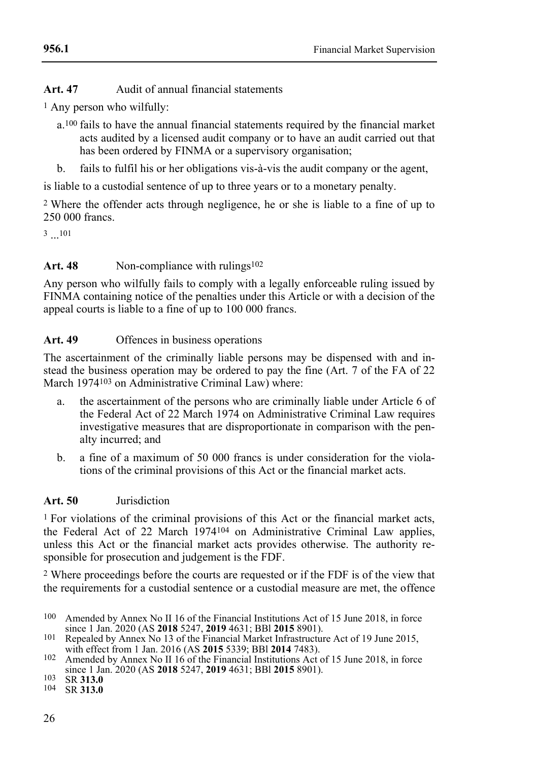**Art. 47** Audit of annual financial statements

[1] Any person who wilfully:

a.[100] fails to have the annual financial statements required by the financial market acts audited by a licensed audit company or to have an audit carried out that has been ordered by FINMA or a supervisory organisation;

b. fails to fulfil his or her obligations vis-à-vis the audit company or the agent,

is liable to a custodial sentence of up to three years or to a monetary penalty.

[2] Where the offender acts through negligence, he or she is liable to a fine of up to 250 000 francs.

[3] ...[101]

**Art. 48** Non-compliance with rulings[102]

Any person who wilfully fails to comply with a legally enforceable ruling issued by FINMA containing notice of the penalties under this Article or with a decision of the appeal courts is liable to a fine of up to 100 000 francs.

**Art. 49** Offences in business operations

The ascertainment of the criminally liable persons may be dispensed with and instead the business operation may be ordered to pay the fine (Art. 7 of the FA of 22 March 1974[103] on Administrative Criminal Law) where:

a. the ascertainment of the persons who are criminally liable under Article 6 of the Federal Act of 22 March 1974 on Administrative Criminal Law requires investigative measures that are disproportionate in comparison with the penalty incurred; and

b. a fine of a maximum of 50 000 francs is under consideration for the violations of the criminal provisions of this Act or the financial market acts.

**Art. 50** Jurisdiction

[1] For violations of the criminal provisions of this Act or the financial market acts, the Federal Act of 22 March 1974[104] on Administrative Criminal Law applies, unless this Act or the financial market acts provides otherwise. The authority responsible for prosecution and judgement is the FDF.

[2] Where proceedings before the courts are requested or if the FDF is of the view that the requirements for a custodial sentence or a custodial measure are met, the offence

---

[100] Amended by Annex No II 16 of the Financial Institutions Act of 15 June 2018, in force since 1 Jan. 2020 (AS **2018** 5247, **2019** 4631; BBl **2015** 8901).

[101] Repealed by Annex No 13 of the Financial Market Infrastructure Act of 19 June 2015, with effect from 1 Jan. 2016 (AS **2015** 5339; BBl **2014** 7483).

[102] Amended by Annex No II 16 of the Financial Institutions Act of 15 June 2018, in force since 1 Jan. 2020 (AS **2018** 5247, **2019** 4631; BBl **2015** 8901).

[103] SR **313.0**

[104] SR **313.0**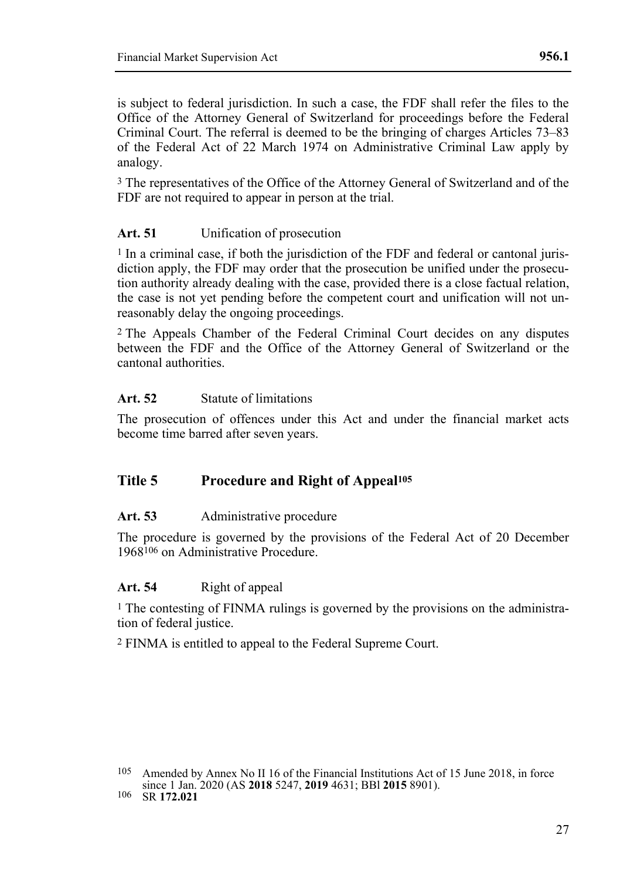is subject to federal jurisdiction. In such a case, the FDF shall refer the files to the Office of the Attorney General of Switzerland for proceedings before the Federal Criminal Court. The referral is deemed to be the bringing of charges Articles 73–83 of the Federal Act of 22 March 1974 on Administrative Criminal Law apply by analogy.

3 The representatives of the Office of the Attorney General of Switzerland and of the FDF are not required to appear in person at the trial.

### Art. 51 Unification of prosecution

1 In a criminal case, if both the jurisdiction of the FDF and federal or cantonal jurisdiction apply, the FDF may order that the prosecution be unified under the prosecution authority already dealing with the case, provided there is a close factual relation, the case is not yet pending before the competent court and unification will not unreasonably delay the ongoing proceedings.

2 The Appeals Chamber of the Federal Criminal Court decides on any disputes between the FDF and the Office of the Attorney General of Switzerland or the cantonal authorities.

### Art. 52 Statute of limitations

The prosecution of offences under this Act and under the financial market acts become time barred after seven years.

## Title 5 Procedure and Right of Appeal[105]

### Art. 53 Administrative procedure

The procedure is governed by the provisions of the Federal Act of 20 December 1968[106] on Administrative Procedure.

### Art. 54 Right of appeal

1 The contesting of FINMA rulings is governed by the provisions on the administration of federal justice.

2 FINMA is entitled to appeal to the Federal Supreme Court.

---

105 Amended by Annex No II 16 of the Financial Institutions Act of 15 June 2018, in force since 1 Jan. 2020 (AS **2018** 5247, **2019** 4631; BBl **2015** 8901).

106 SR **172.021**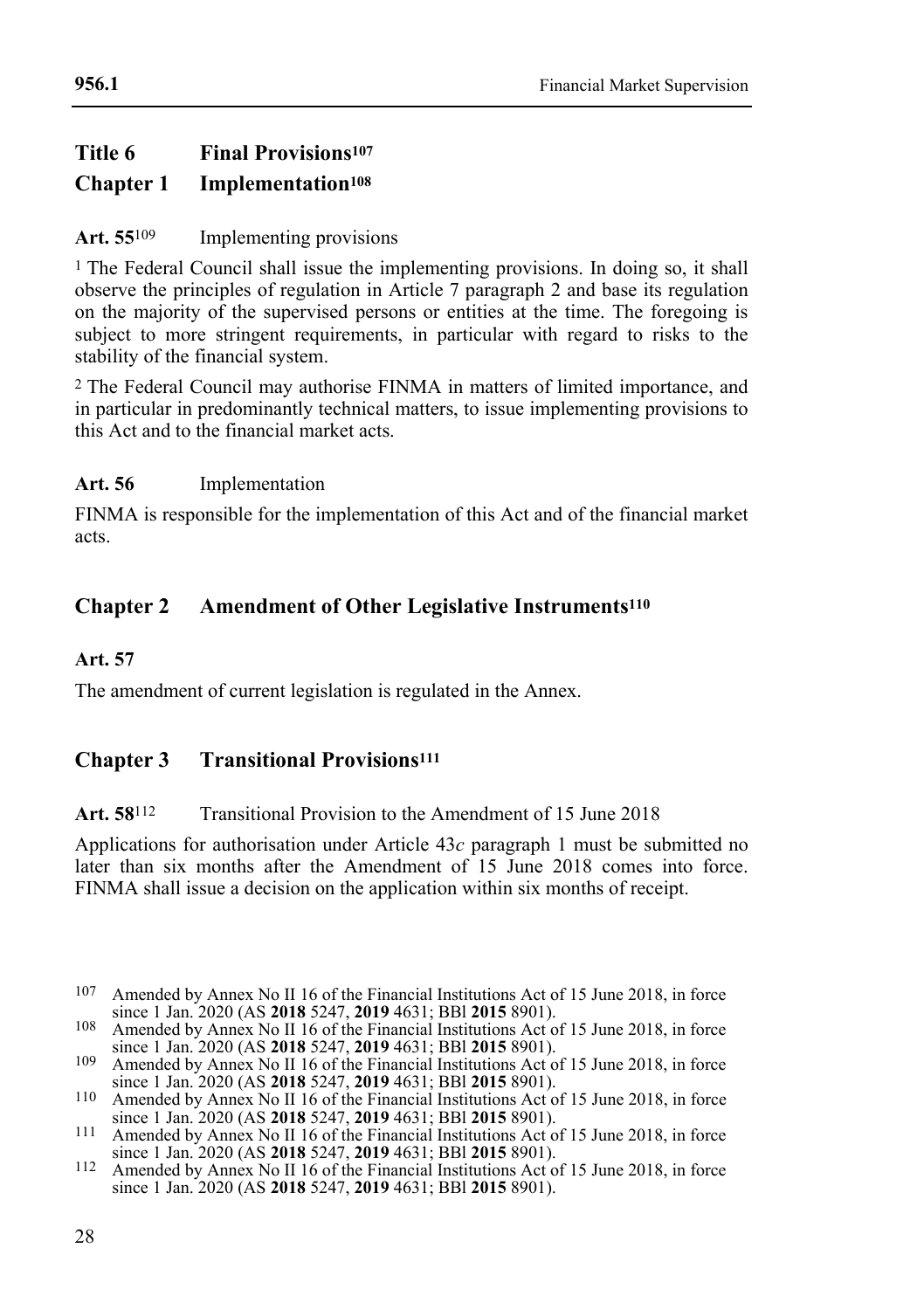# Title 6 Final Provisions[107]

## Chapter 1 Implementation[108]

**Art. 55**[109] Implementing provisions

[1] The Federal Council shall issue the implementing provisions. In doing so, it shall observe the principles of regulation in Article 7 paragraph 2 and base its regulation on the majority of the supervised persons or entities at the time. The foregoing is subject to more stringent requirements, in particular with regard to risks to the stability of the financial system.

[2] The Federal Council may authorise FINMA in matters of limited importance, and in particular in predominantly technical matters, to issue implementing provisions to this Act and to the financial market acts.

**Art. 56** Implementation

FINMA is responsible for the implementation of this Act and of the financial market acts.

## Chapter 2 Amendment of Other Legislative Instruments[110]

**Art. 57**

The amendment of current legislation is regulated in the Annex.

## Chapter 3 Transitional Provisions[111]

**Art. 58**[112] Transitional Provision to the Amendment of 15 June 2018

Applications for authorisation under Article 43*c* paragraph 1 must be submitted no later than six months after the Amendment of 15 June 2018 comes into force. FINMA shall issue a decision on the application within six months of receipt.

---

[107] Amended by Annex No II 16 of the Financial Institutions Act of 15 June 2018, in force since 1 Jan. 2020 (AS **2018** 5247, **2019** 4631; BBl **2015** 8901).

[108] Amended by Annex No II 16 of the Financial Institutions Act of 15 June 2018, in force since 1 Jan. 2020 (AS **2018** 5247, **2019** 4631; BBl **2015** 8901).

[109] Amended by Annex No II 16 of the Financial Institutions Act of 15 June 2018, in force since 1 Jan. 2020 (AS **2018** 5247, **2019** 4631; BBl **2015** 8901).

[110] Amended by Annex No II 16 of the Financial Institutions Act of 15 June 2018, in force since 1 Jan. 2020 (AS **2018** 5247, **2019** 4631; BBl **2015** 8901).

[111] Amended by Annex No II 16 of the Financial Institutions Act of 15 June 2018, in force since 1 Jan. 2020 (AS **2018** 5247, **2019** 4631; BBl **2015** 8901).

[112] Amended by Annex No II 16 of the Financial Institutions Act of 15 June 2018, in force since 1 Jan. 2020 (AS **2018** 5247, **2019** 4631; BBl **2015** 8901).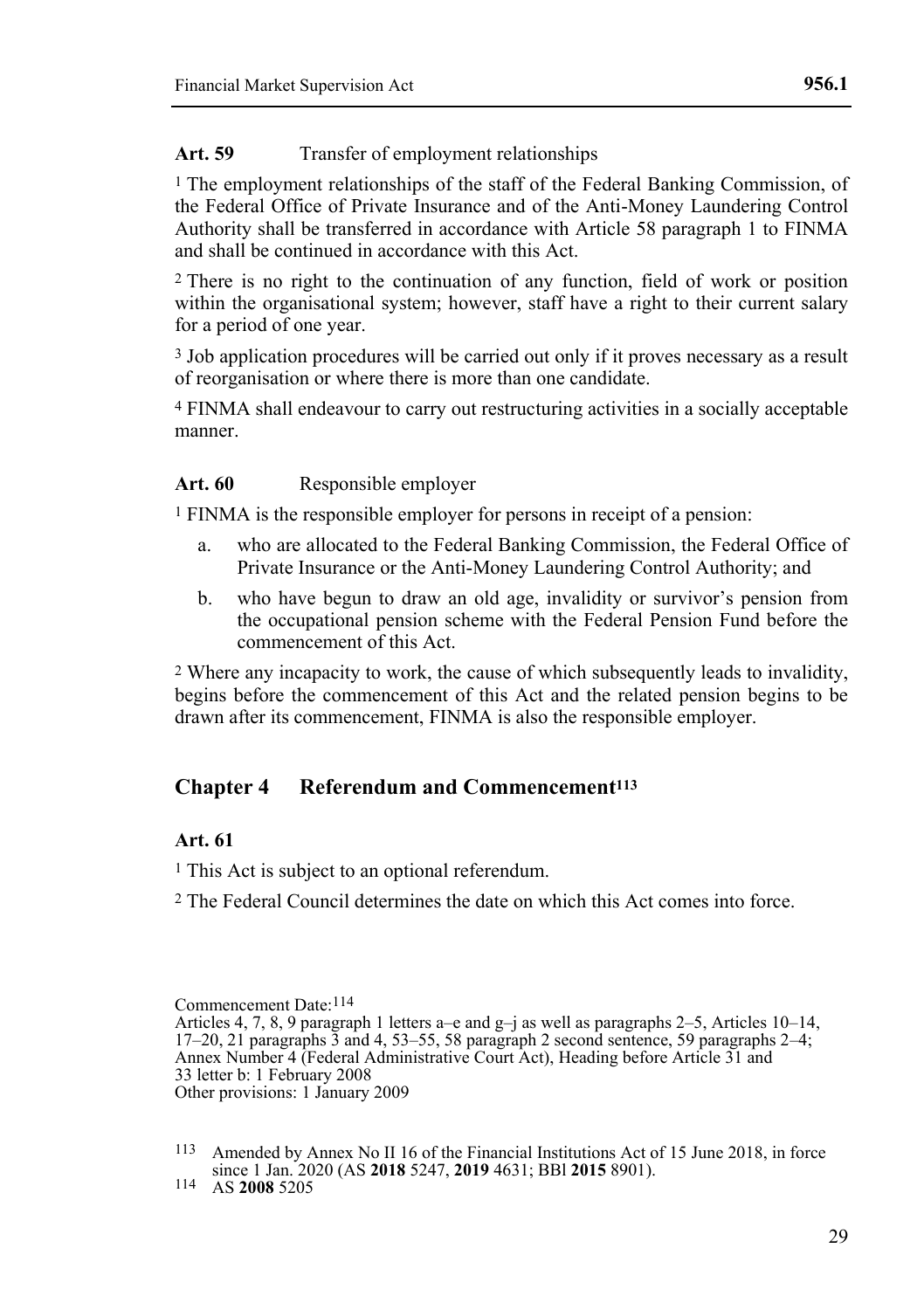**Art. 59** Transfer of employment relationships

[1] The employment relationships of the staff of the Federal Banking Commission, of the Federal Office of Private Insurance and of the Anti-Money Laundering Control Authority shall be transferred in accordance with Article 58 paragraph 1 to FINMA and shall be continued in accordance with this Act.

[2] There is no right to the continuation of any function, field of work or position within the organisational system; however, staff have a right to their current salary for a period of one year.

[3] Job application procedures will be carried out only if it proves necessary as a result of reorganisation or where there is more than one candidate.

[4] FINMA shall endeavour to carry out restructuring activities in a socially acceptable manner.

**Art. 60** Responsible employer

[1] FINMA is the responsible employer for persons in receipt of a pension:

a. who are allocated to the Federal Banking Commission, the Federal Office of Private Insurance or the Anti-Money Laundering Control Authority; and

b. who have begun to draw an old age, invalidity or survivor's pension from the occupational pension scheme with the Federal Pension Fund before the commencement of this Act.

[2] Where any incapacity to work, the cause of which subsequently leads to invalidity, begins before the commencement of this Act and the related pension begins to be drawn after its commencement, FINMA is also the responsible employer.

## Chapter 4 Referendum and Commencement[113]

**Art. 61**

[1] This Act is subject to an optional referendum.

[2] The Federal Council determines the date on which this Act comes into force.

Commencement Date:[114]
Articles 4, 7, 8, 9 paragraph 1 letters a–e and g–j as well as paragraphs 2–5, Articles 10–14, 17–20, 21 paragraphs 3 and 4, 53–55, 58 paragraph 2 second sentence, 59 paragraphs 2–4; Annex Number 4 (Federal Administrative Court Act), Heading before Article 31 and 33 letter b: 1 February 2008
Other provisions: 1 January 2009

[113] Amended by Annex No II 16 of the Financial Institutions Act of 15 June 2018, in force since 1 Jan. 2020 (AS **2018** 5247, **2019** 4631; BBl **2015** 8901).
[114] AS **2008** 5205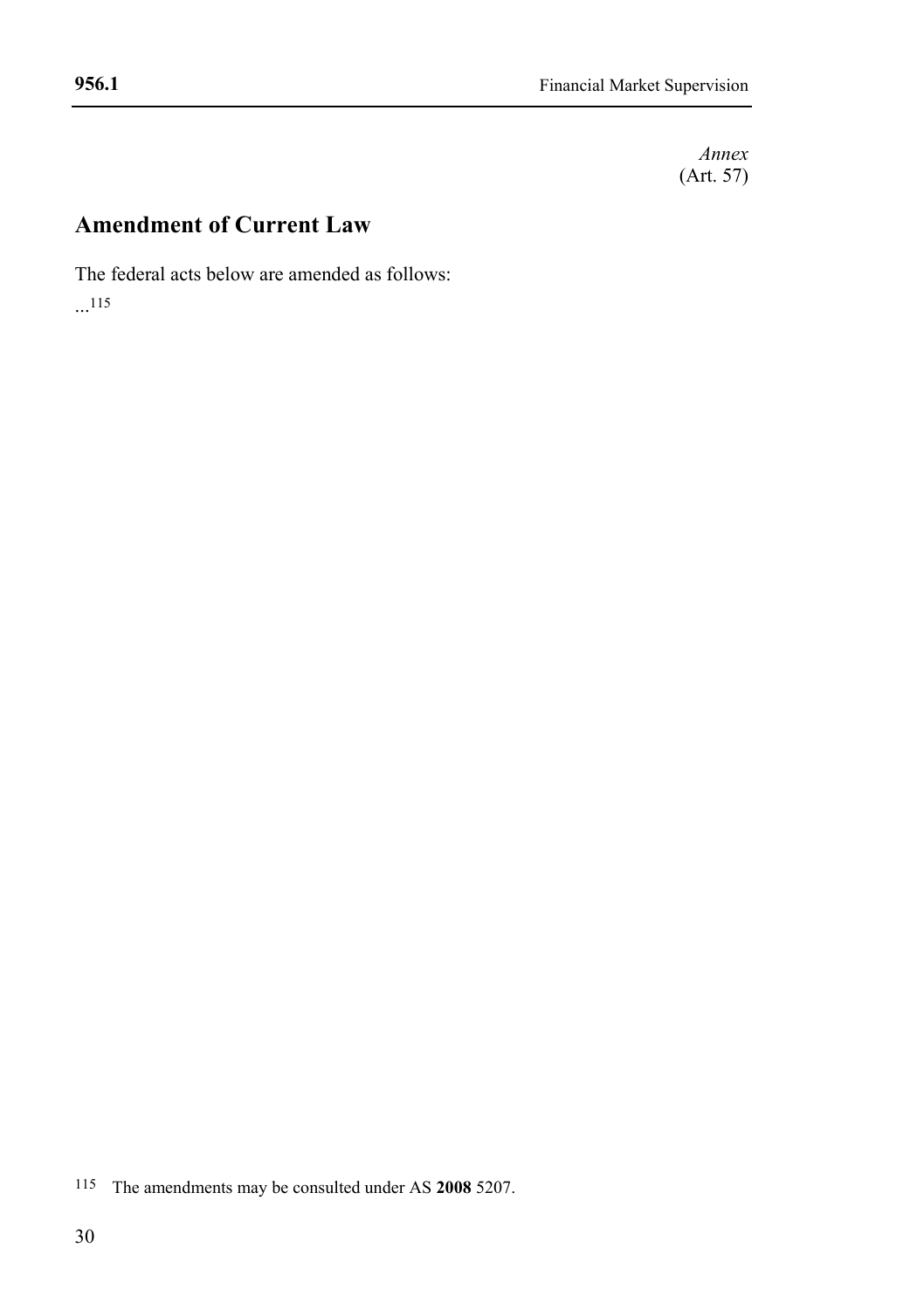*Annex*
(Art. 57)

## Amendment of Current Law

The federal acts below are amended as follows:

...[115]

[115] The amendments may be consulted under AS **2008** 5207.